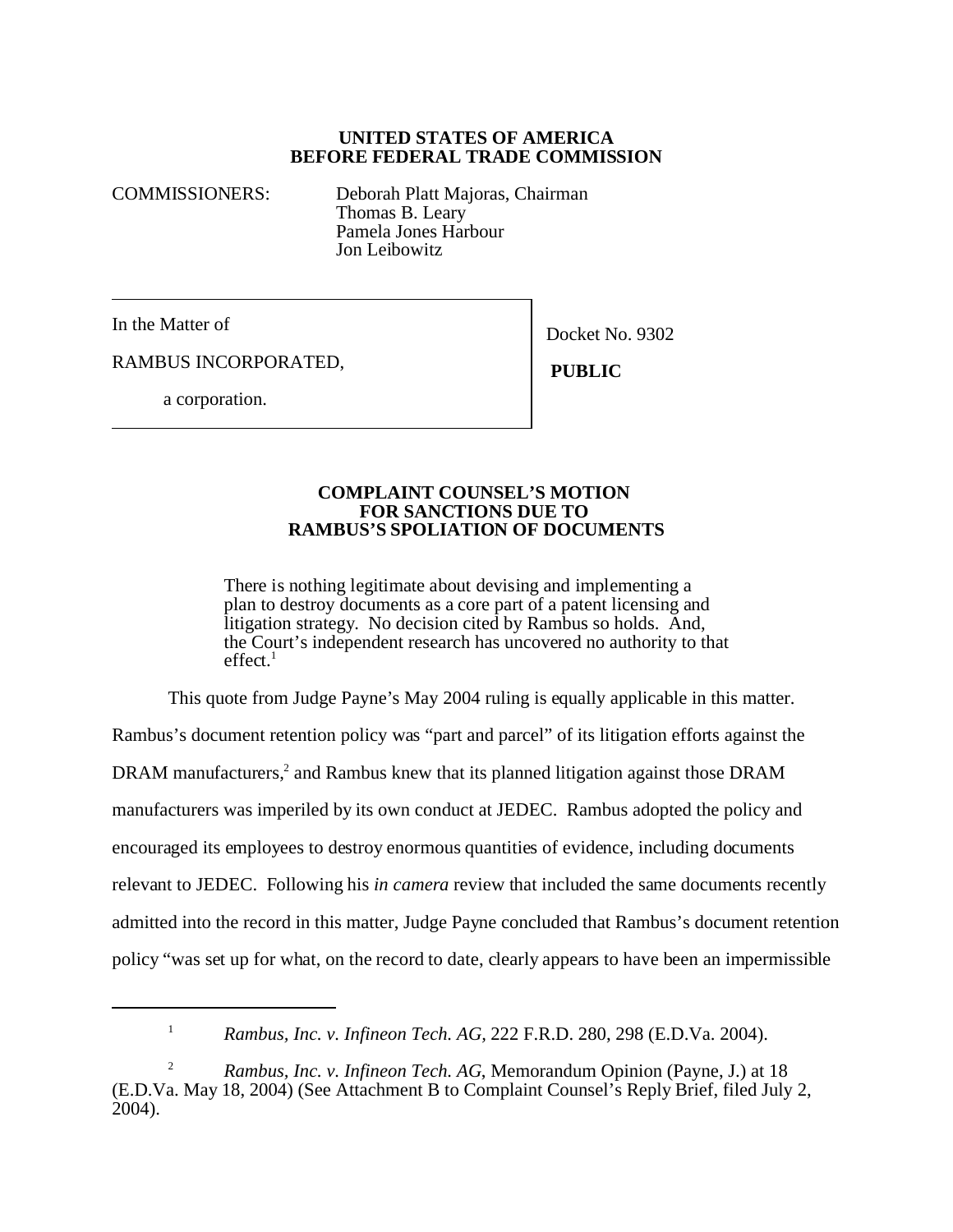**UNITED STATES OF AMERICA**
**BEFORE FEDERAL TRADE COMMISSION**

COMMISSIONERS: Deborah Platt Majoras, Chairman
Thomas B. Leary
Pamela Jones Harbour
Jon Leibowitz

| | |
|---|---|
| In the Matter of<br><br>RAMBUS INCORPORATED,<br><br>a corporation. | Docket No. 9302<br><br>**PUBLIC** |

**COMPLAINT COUNSEL'S MOTION FOR SANCTIONS DUE TO RAMBUS'S SPOLIATION OF DOCUMENTS**

> There is nothing legitimate about devising and implementing a plan to destroy documents as a core part of a patent licensing and litigation strategy. No decision cited by Rambus so holds. And, the Court's independent research has uncovered no authority to that effect.[1]

This quote from Judge Payne's May 2004 ruling is equally applicable in this matter. Rambus's document retention policy was "part and parcel" of its litigation efforts against the DRAM manufacturers,[2] and Rambus knew that its planned litigation against those DRAM manufacturers was imperiled by its own conduct at JEDEC. Rambus adopted the policy and encouraged its employees to destroy enormous quantities of evidence, including documents relevant to JEDEC. Following his *in camera* review that included the same documents recently admitted into the record in this matter, Judge Payne concluded that Rambus's document retention policy "was set up for what, on the record to date, clearly appears to have been an impermissible

---

[1] *Rambus, Inc. v. Infineon Tech. AG,* 222 F.R.D. 280, 298 (E.D.Va. 2004).

[2] *Rambus, Inc. v. Infineon Tech. AG*, Memorandum Opinion (Payne, J.) at 18 (E.D.Va. May 18, 2004) (See Attachment B to Complaint Counsel's Reply Brief, filed July 2, 2004).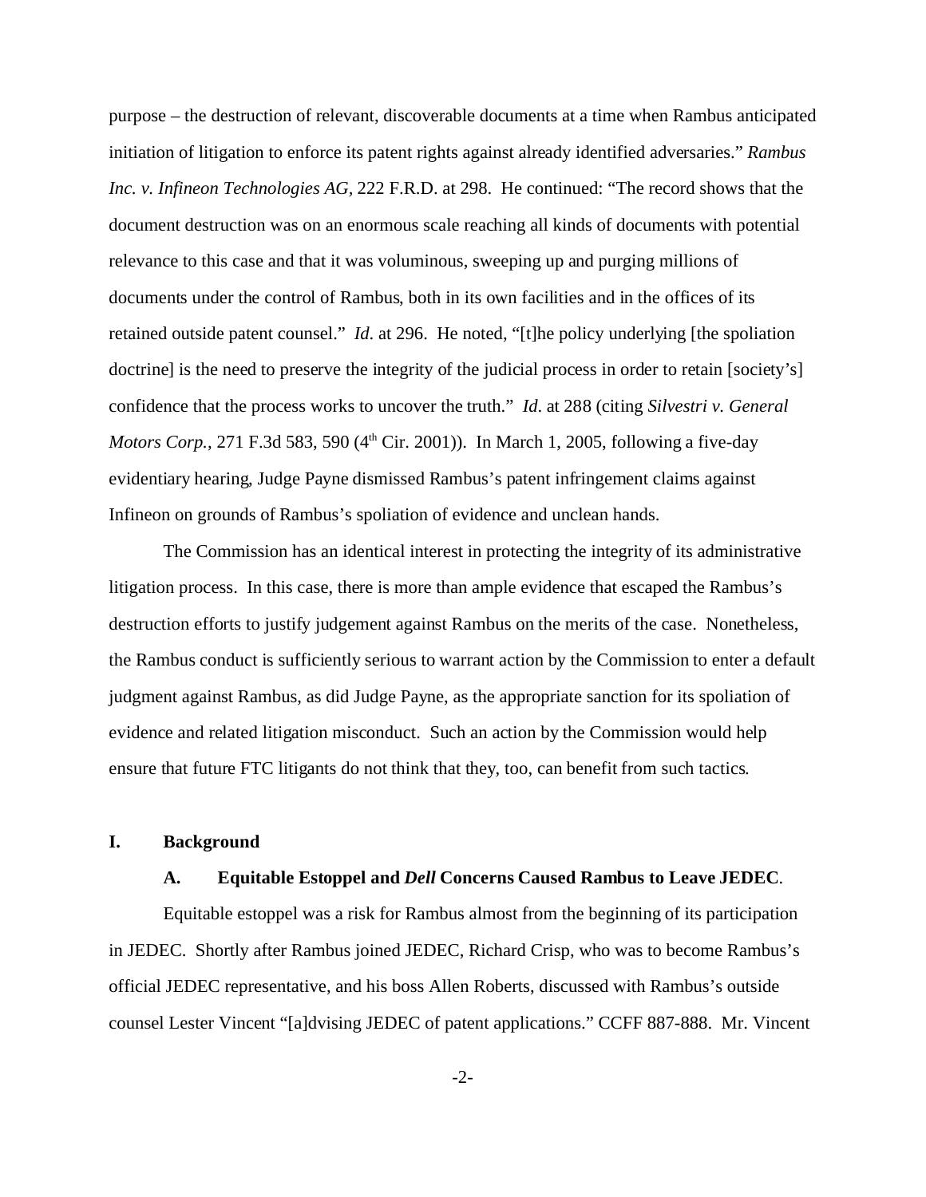purpose – the destruction of relevant, discoverable documents at a time when Rambus anticipated initiation of litigation to enforce its patent rights against already identified adversaries." *Rambus Inc. v. Infineon Technologies AG,* 222 F.R.D. at 298. He continued: "The record shows that the document destruction was on an enormous scale reaching all kinds of documents with potential relevance to this case and that it was voluminous, sweeping up and purging millions of documents under the control of Rambus, both in its own facilities and in the offices of its retained outside patent counsel." *Id*. at 296. He noted, "[t]he policy underlying [the spoliation doctrine] is the need to preserve the integrity of the judicial process in order to retain [society's] confidence that the process works to uncover the truth." *Id*. at 288 (citing *Silvestri v. General Motors Corp.*, 271 F.3d 583, 590 (4th Cir. 2001)). In March 1, 2005, following a five-day evidentiary hearing, Judge Payne dismissed Rambus's patent infringement claims against Infineon on grounds of Rambus's spoliation of evidence and unclean hands.

The Commission has an identical interest in protecting the integrity of its administrative litigation process. In this case, there is more than ample evidence that escaped the Rambus's destruction efforts to justify judgement against Rambus on the merits of the case. Nonetheless, the Rambus conduct is sufficiently serious to warrant action by the Commission to enter a default judgment against Rambus, as did Judge Payne, as the appropriate sanction for its spoliation of evidence and related litigation misconduct. Such an action by the Commission would help ensure that future FTC litigants do not think that they, too, can benefit from such tactics.

## I. Background

### A. Equitable Estoppel and *Dell* Concerns Caused Rambus to Leave JEDEC.

Equitable estoppel was a risk for Rambus almost from the beginning of its participation in JEDEC. Shortly after Rambus joined JEDEC, Richard Crisp, who was to become Rambus's official JEDEC representative, and his boss Allen Roberts, discussed with Rambus's outside counsel Lester Vincent "[a]dvising JEDEC of patent applications." CCFF 887-888. Mr. Vincent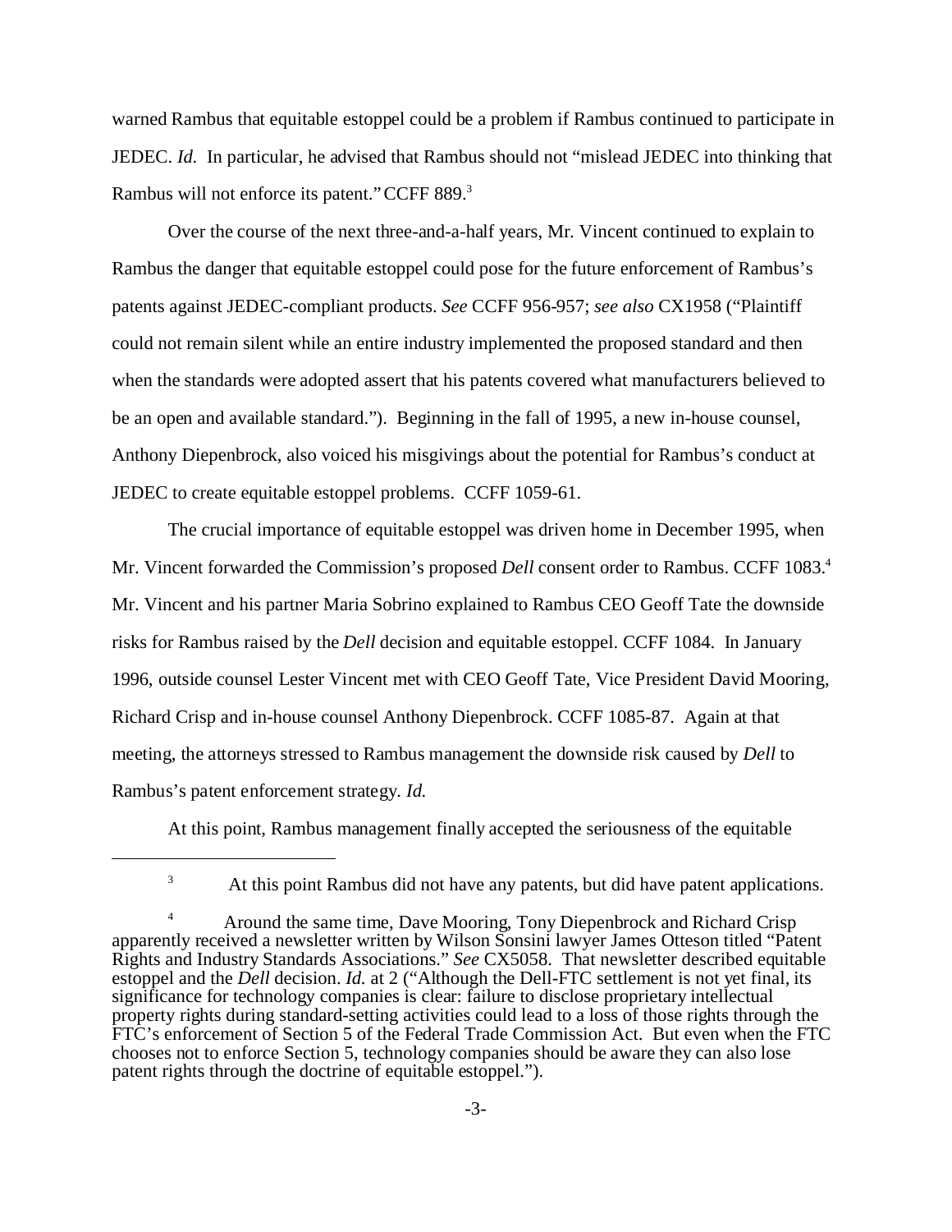warned Rambus that equitable estoppel could be a problem if Rambus continued to participate in JEDEC. *Id.* In particular, he advised that Rambus should not "mislead JEDEC into thinking that Rambus will not enforce its patent." CCFF 889.[3]

Over the course of the next three-and-a-half years, Mr. Vincent continued to explain to Rambus the danger that equitable estoppel could pose for the future enforcement of Rambus's patents against JEDEC-compliant products. *See* CCFF 956-957; *see also* CX1958 ("Plaintiff could not remain silent while an entire industry implemented the proposed standard and then when the standards were adopted assert that his patents covered what manufacturers believed to be an open and available standard."). Beginning in the fall of 1995, a new in-house counsel, Anthony Diepenbrock, also voiced his misgivings about the potential for Rambus's conduct at JEDEC to create equitable estoppel problems. CCFF 1059-61.

The crucial importance of equitable estoppel was driven home in December 1995, when Mr. Vincent forwarded the Commission's proposed *Dell* consent order to Rambus. CCFF 1083.[4] Mr. Vincent and his partner Maria Sobrino explained to Rambus CEO Geoff Tate the downside risks for Rambus raised by the *Dell* decision and equitable estoppel. CCFF 1084. In January 1996, outside counsel Lester Vincent met with CEO Geoff Tate, Vice President David Mooring, Richard Crisp and in-house counsel Anthony Diepenbrock. CCFF 1085-87. Again at that meeting, the attorneys stressed to Rambus management the downside risk caused by *Dell* to Rambus's patent enforcement strategy. *Id.*

At this point, Rambus management finally accepted the seriousness of the equitable

---

[3] At this point Rambus did not have any patents, but did have patent applications.

[4] Around the same time, Dave Mooring, Tony Diepenbrock and Richard Crisp apparently received a newsletter written by Wilson Sonsini lawyer James Otteson titled "Patent Rights and Industry Standards Associations." *See* CX5058. That newsletter described equitable estoppel and the *Dell* decision. *Id.* at 2 ("Although the Dell-FTC settlement is not yet final, its significance for technology companies is clear: failure to disclose proprietary intellectual property rights during standard-setting activities could lead to a loss of those rights through the FTC's enforcement of Section 5 of the Federal Trade Commission Act. But even when the FTC chooses not to enforce Section 5, technology companies should be aware they can also lose patent rights through the doctrine of equitable estoppel.").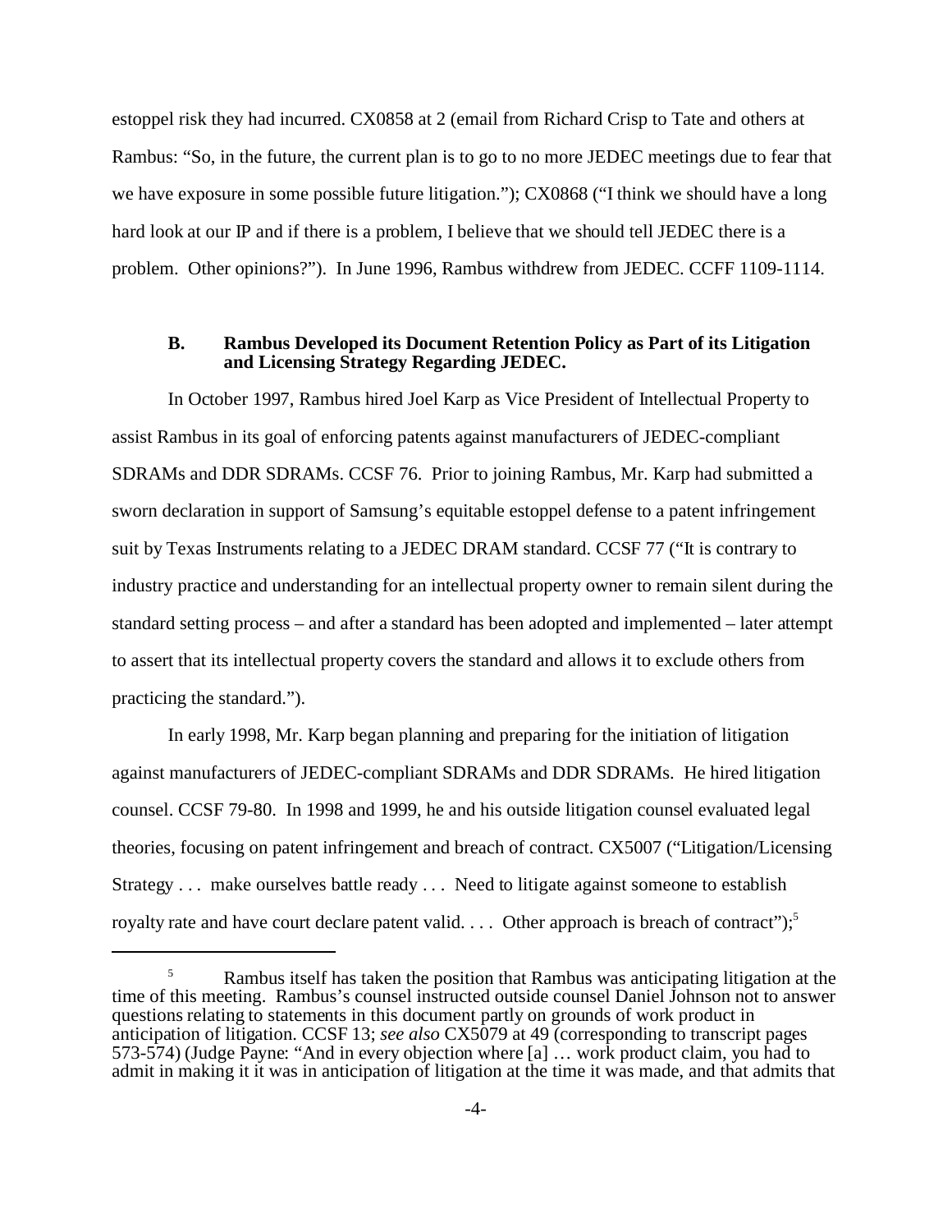estoppel risk they had incurred. CX0858 at 2 (email from Richard Crisp to Tate and others at Rambus: "So, in the future, the current plan is to go to no more JEDEC meetings due to fear that we have exposure in some possible future litigation."); CX0868 ("I think we should have a long hard look at our IP and if there is a problem, I believe that we should tell JEDEC there is a problem. Other opinions?"). In June 1996, Rambus withdrew from JEDEC. CCFF 1109-1114.

### B. Rambus Developed its Document Retention Policy as Part of its Litigation and Licensing Strategy Regarding JEDEC.

In October 1997, Rambus hired Joel Karp as Vice President of Intellectual Property to assist Rambus in its goal of enforcing patents against manufacturers of JEDEC-compliant SDRAMs and DDR SDRAMs. CCSF 76. Prior to joining Rambus, Mr. Karp had submitted a sworn declaration in support of Samsung's equitable estoppel defense to a patent infringement suit by Texas Instruments relating to a JEDEC DRAM standard. CCSF 77 ("It is contrary to industry practice and understanding for an intellectual property owner to remain silent during the standard setting process – and after a standard has been adopted and implemented – later attempt to assert that its intellectual property covers the standard and allows it to exclude others from practicing the standard.").

In early 1998, Mr. Karp began planning and preparing for the initiation of litigation against manufacturers of JEDEC-compliant SDRAMs and DDR SDRAMs. He hired litigation counsel. CCSF 79-80. In 1998 and 1999, he and his outside litigation counsel evaluated legal theories, focusing on patent infringement and breach of contract. CX5007 ("Litigation/Licensing Strategy . . . make ourselves battle ready . . . Need to litigate against someone to establish royalty rate and have court declare patent valid. . . . Other approach is breach of contract");[5]

[5] Rambus itself has taken the position that Rambus was anticipating litigation at the time of this meeting. Rambus's counsel instructed outside counsel Daniel Johnson not to answer questions relating to statements in this document partly on grounds of work product in anticipation of litigation. CCSF 13; *see also* CX5079 at 49 (corresponding to transcript pages 573-574) (Judge Payne: "And in every objection where [a] … work product claim, you had to admit in making it it was in anticipation of litigation at the time it was made, and that admits that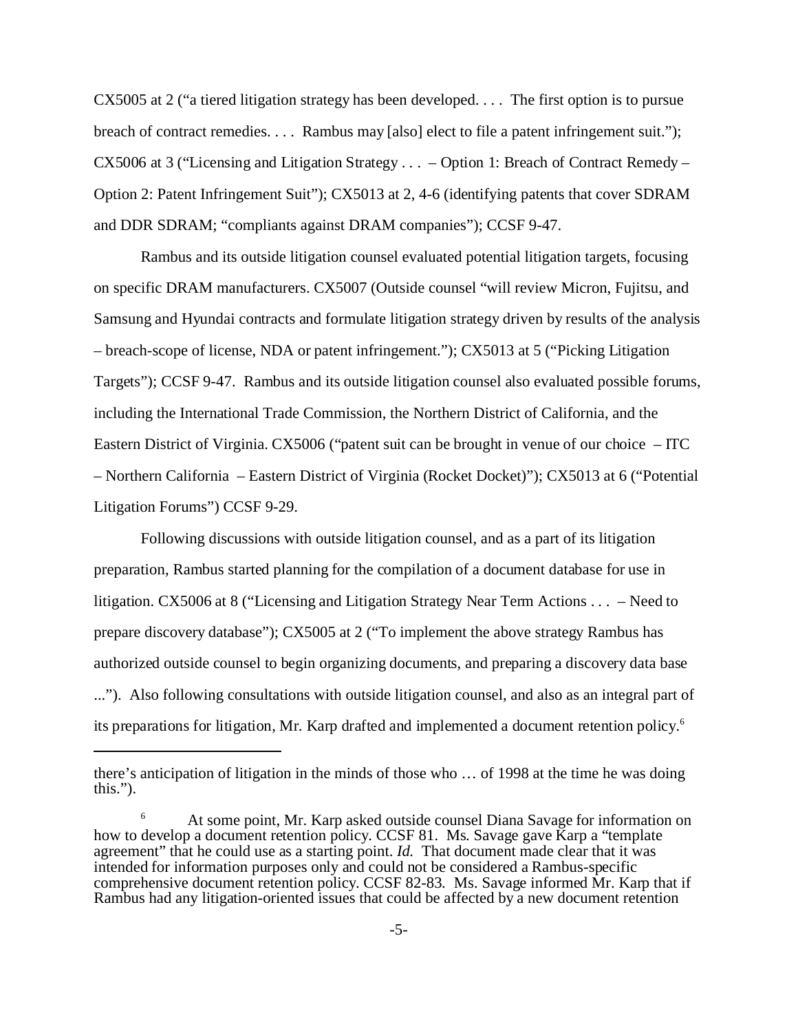CX5005 at 2 ("a tiered litigation strategy has been developed. . . . The first option is to pursue breach of contract remedies. . . . Rambus may [also] elect to file a patent infringement suit."); CX5006 at 3 ("Licensing and Litigation Strategy . . . – Option 1: Breach of Contract Remedy – Option 2: Patent Infringement Suit"); CX5013 at 2, 4-6 (identifying patents that cover SDRAM and DDR SDRAM; "compliants against DRAM companies"); CCSF 9-47.

Rambus and its outside litigation counsel evaluated potential litigation targets, focusing on specific DRAM manufacturers. CX5007 (Outside counsel "will review Micron, Fujitsu, and Samsung and Hyundai contracts and formulate litigation strategy driven by results of the analysis – breach-scope of license, NDA or patent infringement."); CX5013 at 5 ("Picking Litigation Targets"); CCSF 9-47. Rambus and its outside litigation counsel also evaluated possible forums, including the International Trade Commission, the Northern District of California, and the Eastern District of Virginia. CX5006 ("patent suit can be brought in venue of our choice – ITC – Northern California – Eastern District of Virginia (Rocket Docket)"); CX5013 at 6 ("Potential Litigation Forums") CCSF 9-29.

Following discussions with outside litigation counsel, and as a part of its litigation preparation, Rambus started planning for the compilation of a document database for use in litigation. CX5006 at 8 ("Licensing and Litigation Strategy Near Term Actions . . . – Need to prepare discovery database"); CX5005 at 2 ("To implement the above strategy Rambus has authorized outside counsel to begin organizing documents, and preparing a discovery data base ..."). Also following consultations with outside litigation counsel, and also as an integral part of its preparations for litigation, Mr. Karp drafted and implemented a document retention policy.[6]

---

there's anticipation of litigation in the minds of those who … of 1998 at the time he was doing this.").

[6] At some point, Mr. Karp asked outside counsel Diana Savage for information on how to develop a document retention policy. CCSF 81. Ms. Savage gave Karp a "template agreement" that he could use as a starting point. *Id.* That document made clear that it was intended for information purposes only and could not be considered a Rambus-specific comprehensive document retention policy. CCSF 82-83. Ms. Savage informed Mr. Karp that if Rambus had any litigation-oriented issues that could be affected by a new document retention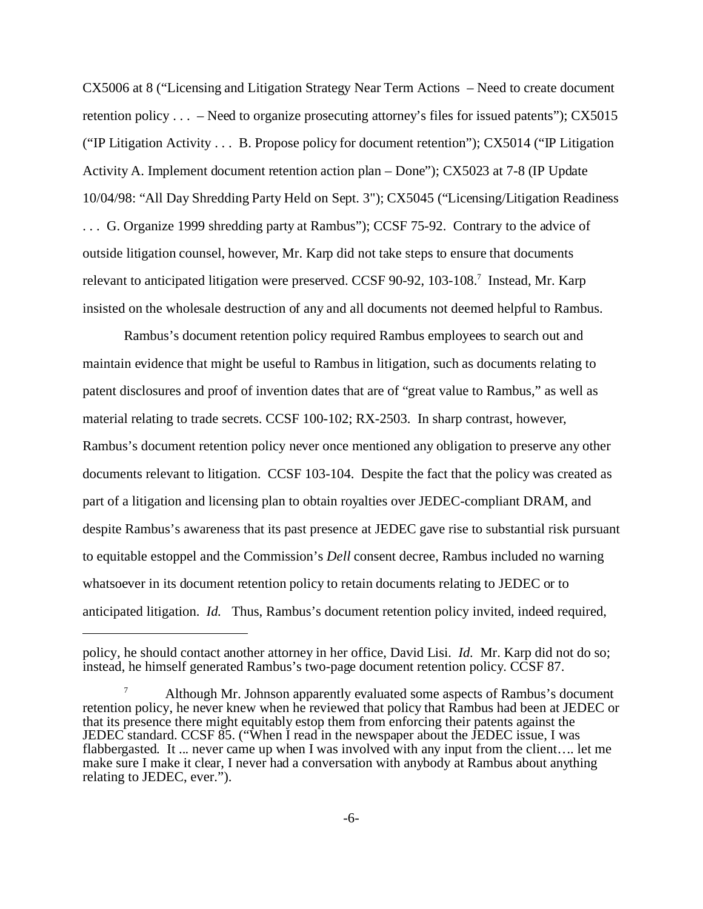CX5006 at 8 ("Licensing and Litigation Strategy Near Term Actions – Need to create document retention policy . . . – Need to organize prosecuting attorney's files for issued patents"); CX5015 ("IP Litigation Activity . . . B. Propose policy for document retention"); CX5014 ("IP Litigation Activity A. Implement document retention action plan – Done"); CX5023 at 7-8 (IP Update 10/04/98: "All Day Shredding Party Held on Sept. 3"); CX5045 ("Licensing/Litigation Readiness . . . G. Organize 1999 shredding party at Rambus"); CCSF 75-92. Contrary to the advice of outside litigation counsel, however, Mr. Karp did not take steps to ensure that documents relevant to anticipated litigation were preserved. CCSF 90-92, 103-108.[7] Instead, Mr. Karp insisted on the wholesale destruction of any and all documents not deemed helpful to Rambus.

Rambus's document retention policy required Rambus employees to search out and maintain evidence that might be useful to Rambus in litigation, such as documents relating to patent disclosures and proof of invention dates that are of "great value to Rambus," as well as material relating to trade secrets. CCSF 100-102; RX-2503. In sharp contrast, however, Rambus's document retention policy never once mentioned any obligation to preserve any other documents relevant to litigation. CCSF 103-104. Despite the fact that the policy was created as part of a litigation and licensing plan to obtain royalties over JEDEC-compliant DRAM, and despite Rambus's awareness that its past presence at JEDEC gave rise to substantial risk pursuant to equitable estoppel and the Commission's *Dell* consent decree, Rambus included no warning whatsoever in its document retention policy to retain documents relating to JEDEC or to anticipated litigation. *Id.* Thus, Rambus's document retention policy invited, indeed required,

---

policy, he should contact another attorney in her office, David Lisi. *Id.* Mr. Karp did not do so; instead, he himself generated Rambus's two-page document retention policy. CCSF 87.

[7] Although Mr. Johnson apparently evaluated some aspects of Rambus's document retention policy, he never knew when he reviewed that policy that Rambus had been at JEDEC or that its presence there might equitably estop them from enforcing their patents against the JEDEC standard. CCSF 85. ("When I read in the newspaper about the JEDEC issue, I was flabbergasted. It ... never came up when I was involved with any input from the client…. let me make sure I make it clear, I never had a conversation with anybody at Rambus about anything relating to JEDEC, ever.").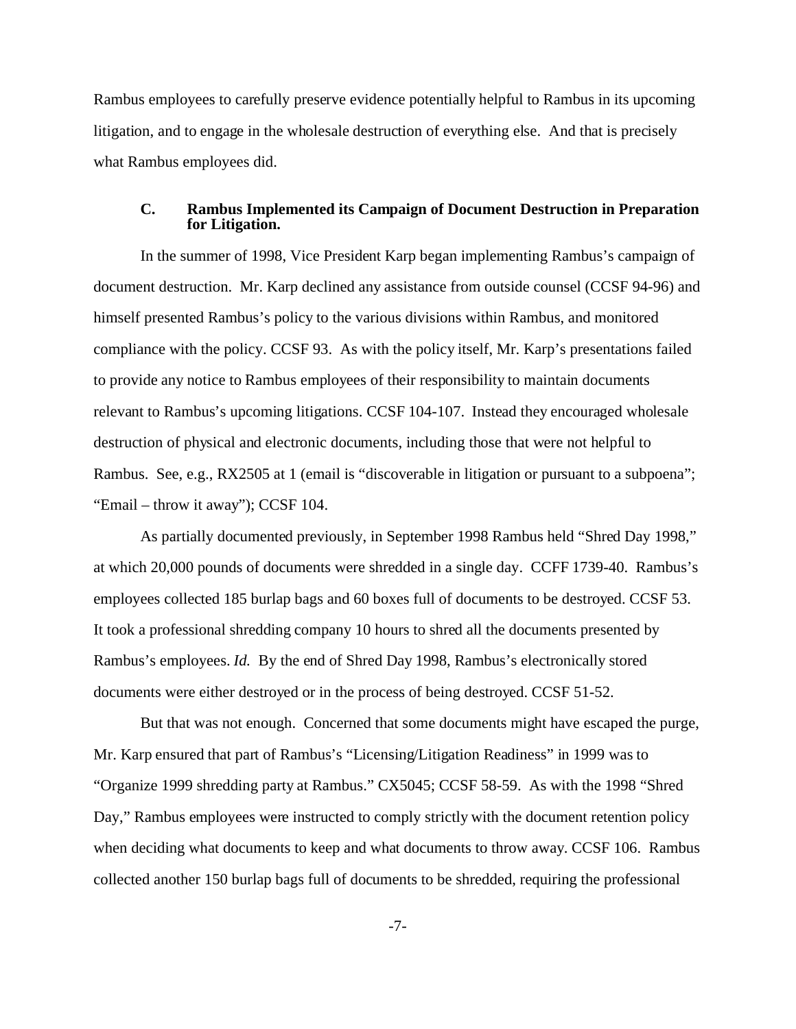Rambus employees to carefully preserve evidence potentially helpful to Rambus in its upcoming litigation, and to engage in the wholesale destruction of everything else. And that is precisely what Rambus employees did.

### C. Rambus Implemented its Campaign of Document Destruction in Preparation for Litigation.

In the summer of 1998, Vice President Karp began implementing Rambus's campaign of document destruction. Mr. Karp declined any assistance from outside counsel (CCSF 94-96) and himself presented Rambus's policy to the various divisions within Rambus, and monitored compliance with the policy. CCSF 93. As with the policy itself, Mr. Karp's presentations failed to provide any notice to Rambus employees of their responsibility to maintain documents relevant to Rambus's upcoming litigations. CCSF 104-107. Instead they encouraged wholesale destruction of physical and electronic documents, including those that were not helpful to Rambus. See, e.g., RX2505 at 1 (email is "discoverable in litigation or pursuant to a subpoena"; "Email – throw it away"); CCSF 104.

As partially documented previously, in September 1998 Rambus held "Shred Day 1998," at which 20,000 pounds of documents were shredded in a single day. CCFF 1739-40. Rambus's employees collected 185 burlap bags and 60 boxes full of documents to be destroyed. CCSF 53. It took a professional shredding company 10 hours to shred all the documents presented by Rambus's employees. *Id.* By the end of Shred Day 1998, Rambus's electronically stored documents were either destroyed or in the process of being destroyed. CCSF 51-52.

But that was not enough. Concerned that some documents might have escaped the purge, Mr. Karp ensured that part of Rambus's "Licensing/Litigation Readiness" in 1999 was to "Organize 1999 shredding party at Rambus." CX5045; CCSF 58-59. As with the 1998 "Shred Day," Rambus employees were instructed to comply strictly with the document retention policy when deciding what documents to keep and what documents to throw away. CCSF 106. Rambus collected another 150 burlap bags full of documents to be shredded, requiring the professional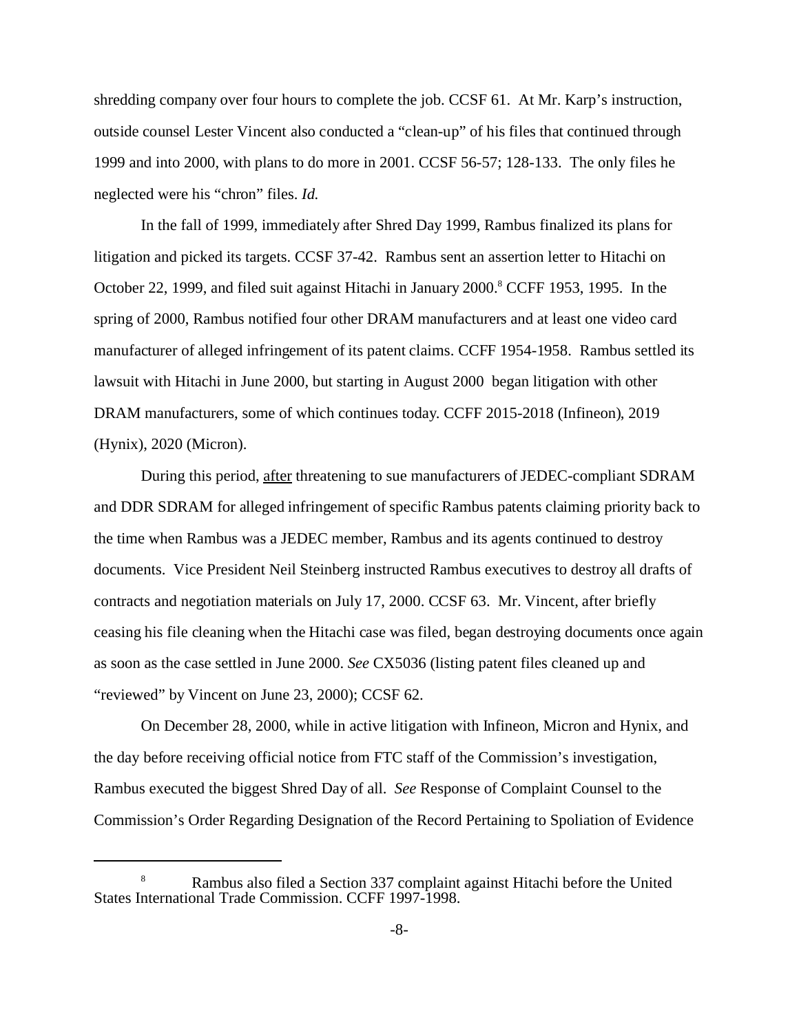shredding company over four hours to complete the job. CCSF 61. At Mr. Karp's instruction, outside counsel Lester Vincent also conducted a "clean-up" of his files that continued through 1999 and into 2000, with plans to do more in 2001. CCSF 56-57; 128-133. The only files he neglected were his "chron" files. *Id.*

In the fall of 1999, immediately after Shred Day 1999, Rambus finalized its plans for litigation and picked its targets. CCSF 37-42. Rambus sent an assertion letter to Hitachi on October 22, 1999, and filed suit against Hitachi in January 2000.[8] CCFF 1953, 1995. In the spring of 2000, Rambus notified four other DRAM manufacturers and at least one video card manufacturer of alleged infringement of its patent claims. CCFF 1954-1958. Rambus settled its lawsuit with Hitachi in June 2000, but starting in August 2000 began litigation with other DRAM manufacturers, some of which continues today. CCFF 2015-2018 (Infineon), 2019 (Hynix), 2020 (Micron).

During this period, <u>after</u> threatening to sue manufacturers of JEDEC-compliant SDRAM and DDR SDRAM for alleged infringement of specific Rambus patents claiming priority back to the time when Rambus was a JEDEC member, Rambus and its agents continued to destroy documents. Vice President Neil Steinberg instructed Rambus executives to destroy all drafts of contracts and negotiation materials on July 17, 2000. CCSF 63. Mr. Vincent, after briefly ceasing his file cleaning when the Hitachi case was filed, began destroying documents once again as soon as the case settled in June 2000. *See* CX5036 (listing patent files cleaned up and "reviewed" by Vincent on June 23, 2000); CCSF 62.

On December 28, 2000, while in active litigation with Infineon, Micron and Hynix, and the day before receiving official notice from FTC staff of the Commission's investigation, Rambus executed the biggest Shred Day of all. *See* Response of Complaint Counsel to the Commission's Order Regarding Designation of the Record Pertaining to Spoliation of Evidence

---

[8] Rambus also filed a Section 337 complaint against Hitachi before the United States International Trade Commission. CCFF 1997-1998.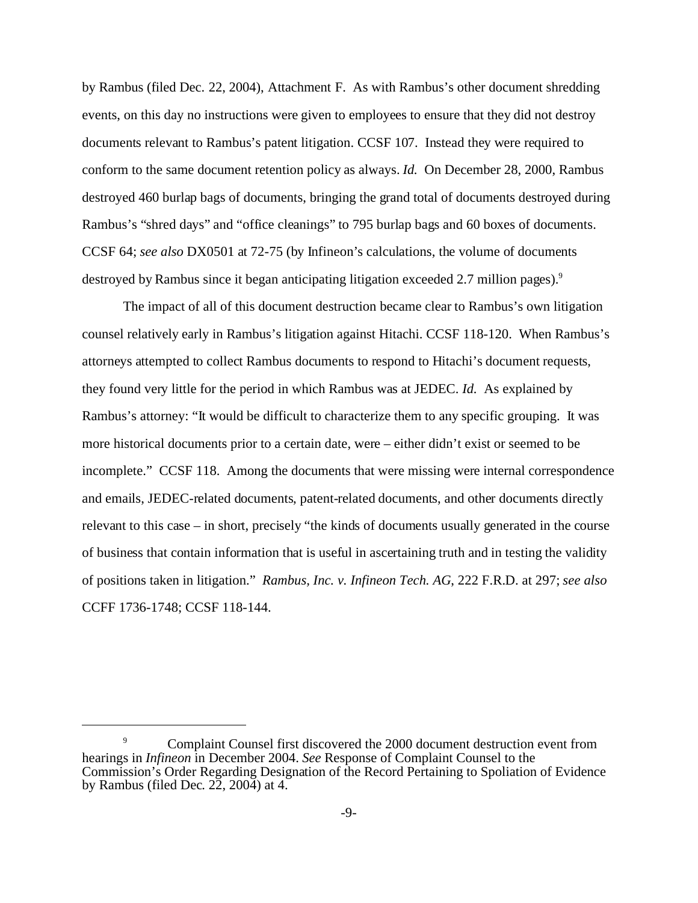by Rambus (filed Dec. 22, 2004), Attachment F. As with Rambus's other document shredding events, on this day no instructions were given to employees to ensure that they did not destroy documents relevant to Rambus's patent litigation. CCSF 107. Instead they were required to conform to the same document retention policy as always. *Id.* On December 28, 2000, Rambus destroyed 460 burlap bags of documents, bringing the grand total of documents destroyed during Rambus's "shred days" and "office cleanings" to 795 burlap bags and 60 boxes of documents. CCSF 64; *see also* DX0501 at 72-75 (by Infineon's calculations, the volume of documents destroyed by Rambus since it began anticipating litigation exceeded 2.7 million pages).[9]

The impact of all of this document destruction became clear to Rambus's own litigation counsel relatively early in Rambus's litigation against Hitachi. CCSF 118-120. When Rambus's attorneys attempted to collect Rambus documents to respond to Hitachi's document requests, they found very little for the period in which Rambus was at JEDEC. *Id.* As explained by Rambus's attorney: "It would be difficult to characterize them to any specific grouping. It was more historical documents prior to a certain date, were – either didn't exist or seemed to be incomplete." CCSF 118. Among the documents that were missing were internal correspondence and emails, JEDEC-related documents, patent-related documents, and other documents directly relevant to this case – in short, precisely "the kinds of documents usually generated in the course of business that contain information that is useful in ascertaining truth and in testing the validity of positions taken in litigation." *Rambus, Inc. v. Infineon Tech. AG*, 222 F.R.D. at 297; *see also* CCFF 1736-1748; CCSF 118-144.

---

[9] Complaint Counsel first discovered the 2000 document destruction event from hearings in *Infineon* in December 2004. *See* Response of Complaint Counsel to the Commission's Order Regarding Designation of the Record Pertaining to Spoliation of Evidence by Rambus (filed Dec. 22, 2004) at 4.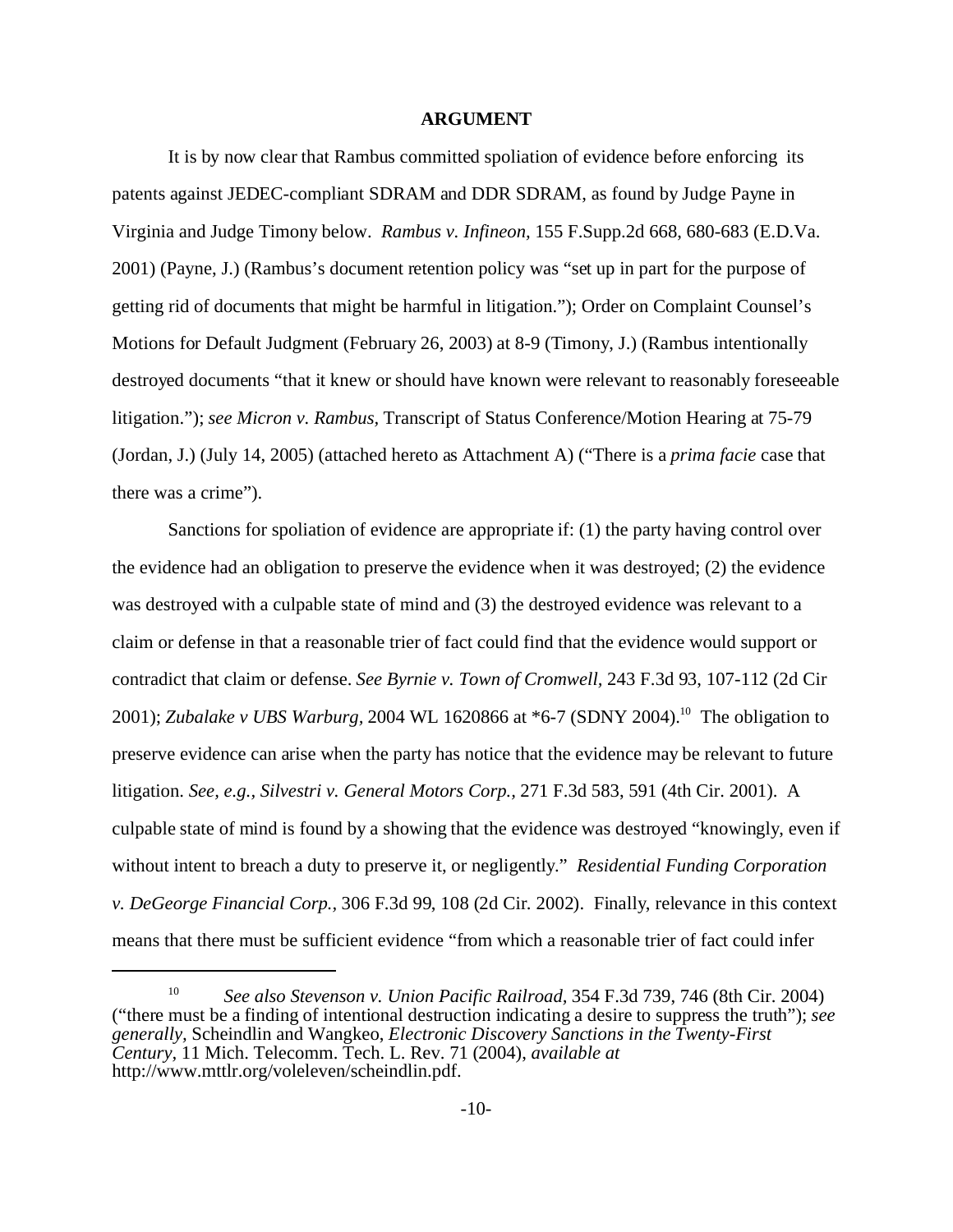## ARGUMENT

It is by now clear that Rambus committed spoliation of evidence before enforcing its patents against JEDEC-compliant SDRAM and DDR SDRAM, as found by Judge Payne in Virginia and Judge Timony below. *Rambus v. Infineon*, 155 F.Supp.2d 668, 680-683 (E.D.Va. 2001) (Payne, J.) (Rambus's document retention policy was "set up in part for the purpose of getting rid of documents that might be harmful in litigation."); Order on Complaint Counsel's Motions for Default Judgment (February 26, 2003) at 8-9 (Timony, J.) (Rambus intentionally destroyed documents "that it knew or should have known were relevant to reasonably foreseeable litigation."); *see Micron v. Rambus*, Transcript of Status Conference/Motion Hearing at 75-79 (Jordan, J.) (July 14, 2005) (attached hereto as Attachment A) ("There is a *prima facie* case that there was a crime").

Sanctions for spoliation of evidence are appropriate if: (1) the party having control over the evidence had an obligation to preserve the evidence when it was destroyed; (2) the evidence was destroyed with a culpable state of mind and (3) the destroyed evidence was relevant to a claim or defense in that a reasonable trier of fact could find that the evidence would support or contradict that claim or defense. *See Byrnie v. Town of Cromwell*, 243 F.3d 93, 107-112 (2d Cir 2001); *Zubalake v UBS Warburg*, 2004 WL 1620866 at *6-7 (SDNY 2004).[10] The obligation to preserve evidence can arise when the party has notice that the evidence may be relevant to future litigation. *See, e.g., Silvestri v. General Motors Corp.*, 271 F.3d 583, 591 (4th Cir. 2001). A culpable state of mind is found by a showing that the evidence was destroyed "knowingly, even if without intent to breach a duty to preserve it, or negligently." *Residential Funding Corporation v. DeGeorge Financial Corp.*, 306 F.3d 99, 108 (2d Cir. 2002). Finally, relevance in this context means that there must be sufficient evidence "from which a reasonable trier of fact could infer

---

[10] *See also Stevenson v. Union Pacific Railroad*, 354 F.3d 739, 746 (8th Cir. 2004) ("there must be a finding of intentional destruction indicating a desire to suppress the truth"); *see generally*, Scheindlin and Wangkeo, *Electronic Discovery Sanctions in the Twenty-First Century*, 11 Mich. Telecomm. Tech. L. Rev. 71 (2004), *available at* http://www.mttlr.org/voleleven/scheindlin.pdf.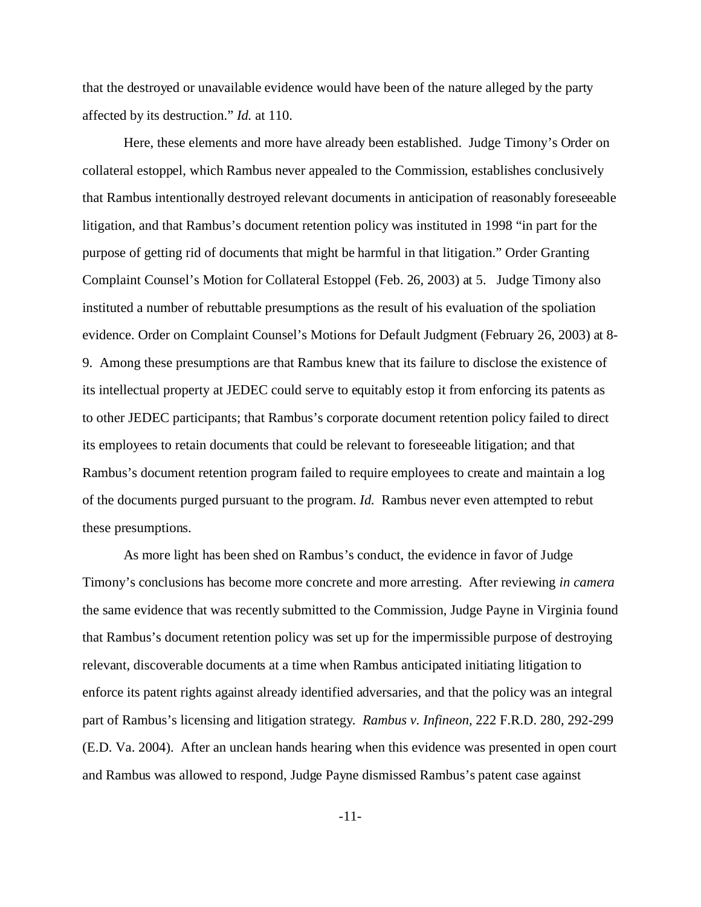that the destroyed or unavailable evidence would have been of the nature alleged by the party affected by its destruction." *Id.* at 110.

Here, these elements and more have already been established. Judge Timony's Order on collateral estoppel, which Rambus never appealed to the Commission, establishes conclusively that Rambus intentionally destroyed relevant documents in anticipation of reasonably foreseeable litigation, and that Rambus's document retention policy was instituted in 1998 "in part for the purpose of getting rid of documents that might be harmful in that litigation." Order Granting Complaint Counsel's Motion for Collateral Estoppel (Feb. 26, 2003) at 5. Judge Timony also instituted a number of rebuttable presumptions as the result of his evaluation of the spoliation evidence. Order on Complaint Counsel's Motions for Default Judgment (February 26, 2003) at 8-9. Among these presumptions are that Rambus knew that its failure to disclose the existence of its intellectual property at JEDEC could serve to equitably estop it from enforcing its patents as to other JEDEC participants; that Rambus's corporate document retention policy failed to direct its employees to retain documents that could be relevant to foreseeable litigation; and that Rambus's document retention program failed to require employees to create and maintain a log of the documents purged pursuant to the program. *Id.* Rambus never even attempted to rebut these presumptions.

As more light has been shed on Rambus's conduct, the evidence in favor of Judge Timony's conclusions has become more concrete and more arresting. After reviewing *in camera* the same evidence that was recently submitted to the Commission, Judge Payne in Virginia found that Rambus's document retention policy was set up for the impermissible purpose of destroying relevant, discoverable documents at a time when Rambus anticipated initiating litigation to enforce its patent rights against already identified adversaries, and that the policy was an integral part of Rambus's licensing and litigation strategy. *Rambus v. Infineon*, 222 F.R.D. 280, 292-299 (E.D. Va. 2004). After an unclean hands hearing when this evidence was presented in open court and Rambus was allowed to respond, Judge Payne dismissed Rambus's patent case against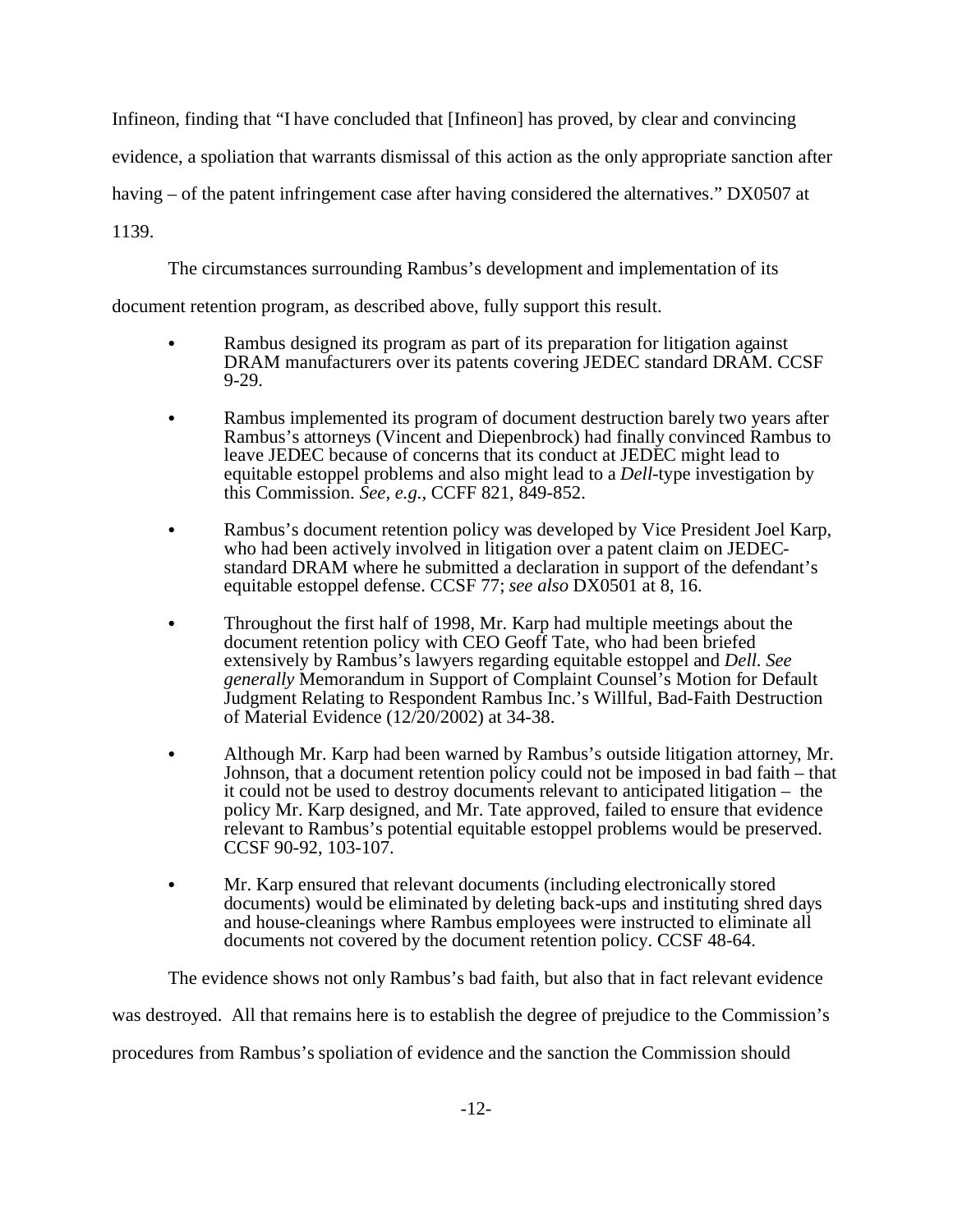Infineon, finding that "I have concluded that [Infineon] has proved, by clear and convincing evidence, a spoliation that warrants dismissal of this action as the only appropriate sanction after having – of the patent infringement case after having considered the alternatives." DX0507 at 1139.

The circumstances surrounding Rambus's development and implementation of its document retention program, as described above, fully support this result.

- Rambus designed its program as part of its preparation for litigation against DRAM manufacturers over its patents covering JEDEC standard DRAM. CCSF 9-29.
- Rambus implemented its program of document destruction barely two years after Rambus's attorneys (Vincent and Diepenbrock) had finally convinced Rambus to leave JEDEC because of concerns that its conduct at JEDEC might lead to equitable estoppel problems and also might lead to a *Dell*-type investigation by this Commission. *See, e.g.*, CCFF 821, 849-852.
- Rambus's document retention policy was developed by Vice President Joel Karp, who had been actively involved in litigation over a patent claim on JEDEC-standard DRAM where he submitted a declaration in support of the defendant's equitable estoppel defense. CCSF 77; *see also* DX0501 at 8, 16.
- Throughout the first half of 1998, Mr. Karp had multiple meetings about the document retention policy with CEO Geoff Tate, who had been briefed extensively by Rambus's lawyers regarding equitable estoppel and *Dell*. *See generally* Memorandum in Support of Complaint Counsel's Motion for Default Judgment Relating to Respondent Rambus Inc.'s Willful, Bad-Faith Destruction of Material Evidence (12/20/2002) at 34-38.
- Although Mr. Karp had been warned by Rambus's outside litigation attorney, Mr. Johnson, that a document retention policy could not be imposed in bad faith – that it could not be used to destroy documents relevant to anticipated litigation – the policy Mr. Karp designed, and Mr. Tate approved, failed to ensure that evidence relevant to Rambus's potential equitable estoppel problems would be preserved. CCSF 90-92, 103-107.
- Mr. Karp ensured that relevant documents (including electronically stored documents) would be eliminated by deleting back-ups and instituting shred days and house-cleanings where Rambus employees were instructed to eliminate all documents not covered by the document retention policy. CCSF 48-64.

The evidence shows not only Rambus's bad faith, but also that in fact relevant evidence was destroyed. All that remains here is to establish the degree of prejudice to the Commission's procedures from Rambus's spoliation of evidence and the sanction the Commission should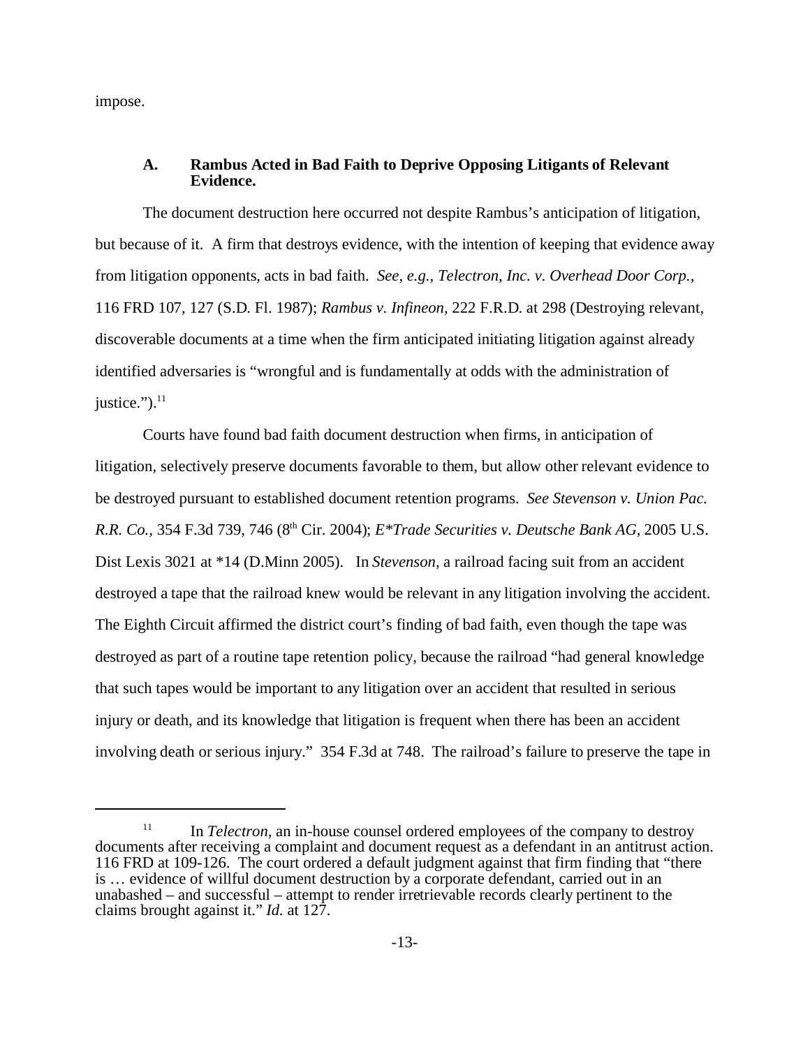impose.

### A. Rambus Acted in Bad Faith to Deprive Opposing Litigants of Relevant Evidence.

The document destruction here occurred not despite Rambus's anticipation of litigation, but because of it. A firm that destroys evidence, with the intention of keeping that evidence away from litigation opponents, acts in bad faith. *See, e.g., Telectron, Inc. v. Overhead Door Corp.*, 116 FRD 107, 127 (S.D. Fl. 1987); *Rambus v. Infineon,* 222 F.R.D. at 298 (Destroying relevant, discoverable documents at a time when the firm anticipated initiating litigation against already identified adversaries is "wrongful and is fundamentally at odds with the administration of justice.").[11]

Courts have found bad faith document destruction when firms, in anticipation of litigation, selectively preserve documents favorable to them, but allow other relevant evidence to be destroyed pursuant to established document retention programs. *See Stevenson v. Union Pac. R.R. Co.*, 354 F.3d 739, 746 (8th Cir. 2004); *E*Trade Securities v. Deutsche Bank AG*, 2005 U.S. Dist Lexis 3021 at *14 (D.Minn 2005). In *Stevenson*, a railroad facing suit from an accident destroyed a tape that the railroad knew would be relevant in any litigation involving the accident. The Eighth Circuit affirmed the district court's finding of bad faith, even though the tape was destroyed as part of a routine tape retention policy, because the railroad "had general knowledge that such tapes would be important to any litigation over an accident that resulted in serious injury or death, and its knowledge that litigation is frequent when there has been an accident involving death or serious injury." 354 F.3d at 748. The railroad's failure to preserve the tape in

---

[11] In *Telectron*, an in-house counsel ordered employees of the company to destroy documents after receiving a complaint and document request as a defendant in an antitrust action. 116 FRD at 109-126. The court ordered a default judgment against that firm finding that "there is … evidence of willful document destruction by a corporate defendant, carried out in an unabashed – and successful – attempt to render irretrievable records clearly pertinent to the claims brought against it." *Id.* at 127.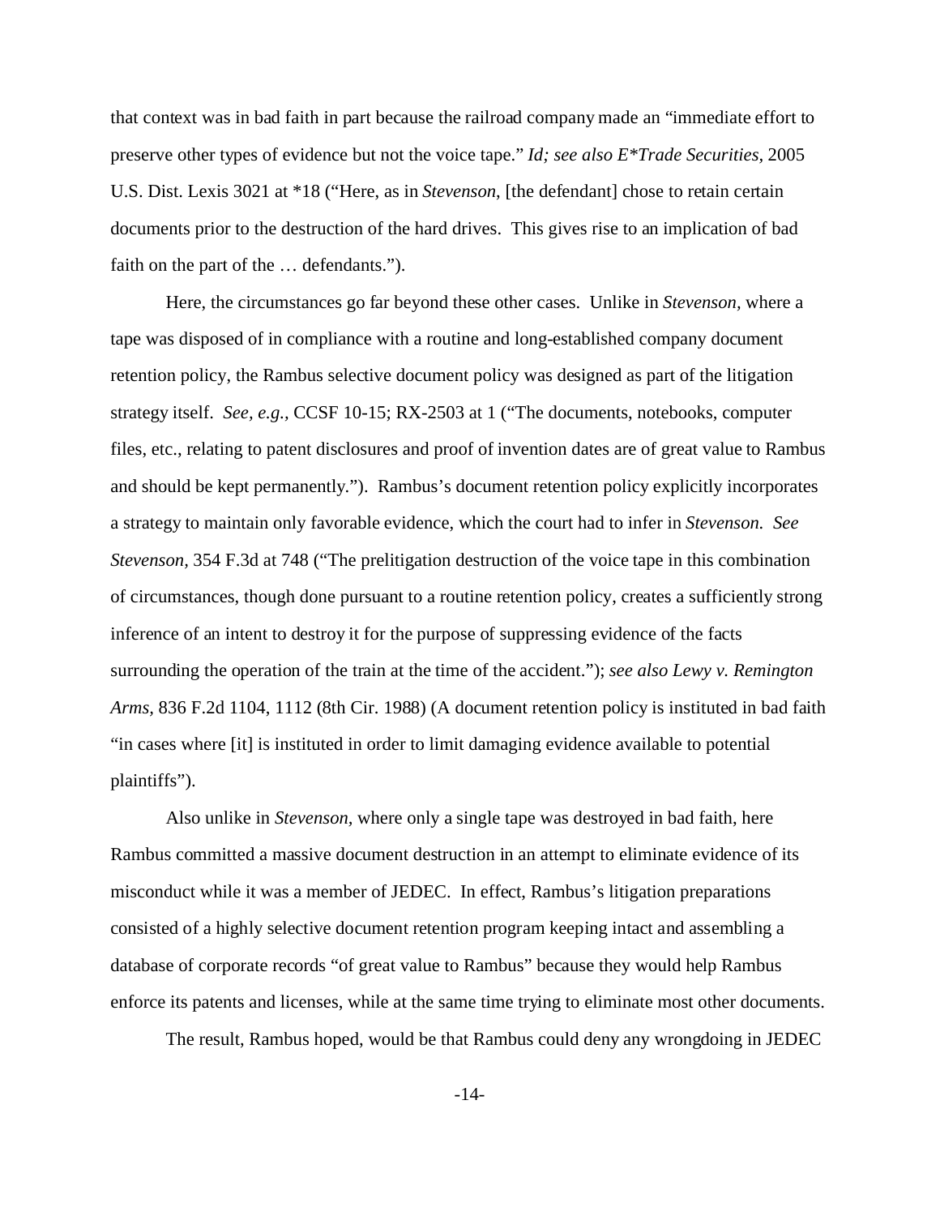that context was in bad faith in part because the railroad company made an "immediate effort to preserve other types of evidence but not the voice tape." *Id; see also E*Trade Securities*, 2005 U.S. Dist. Lexis 3021 at *18 ("Here, as in *Stevenson*, [the defendant] chose to retain certain documents prior to the destruction of the hard drives. This gives rise to an implication of bad faith on the part of the … defendants.").

Here, the circumstances go far beyond these other cases. Unlike in *Stevenson*, where a tape was disposed of in compliance with a routine and long-established company document retention policy, the Rambus selective document policy was designed as part of the litigation strategy itself. *See, e.g.*, CCSF 10-15; RX-2503 at 1 ("The documents, notebooks, computer files, etc., relating to patent disclosures and proof of invention dates are of great value to Rambus and should be kept permanently."). Rambus's document retention policy explicitly incorporates a strategy to maintain only favorable evidence, which the court had to infer in *Stevenson*. *See Stevenson*, 354 F.3d at 748 ("The prelitigation destruction of the voice tape in this combination of circumstances, though done pursuant to a routine retention policy, creates a sufficiently strong inference of an intent to destroy it for the purpose of suppressing evidence of the facts surrounding the operation of the train at the time of the accident."); *see also Lewy v. Remington Arms*, 836 F.2d 1104, 1112 (8th Cir. 1988) (A document retention policy is instituted in bad faith "in cases where [it] is instituted in order to limit damaging evidence available to potential plaintiffs").

Also unlike in *Stevenson*, where only a single tape was destroyed in bad faith, here Rambus committed a massive document destruction in an attempt to eliminate evidence of its misconduct while it was a member of JEDEC. In effect, Rambus's litigation preparations consisted of a highly selective document retention program keeping intact and assembling a database of corporate records "of great value to Rambus" because they would help Rambus enforce its patents and licenses, while at the same time trying to eliminate most other documents.

The result, Rambus hoped, would be that Rambus could deny any wrongdoing in JEDEC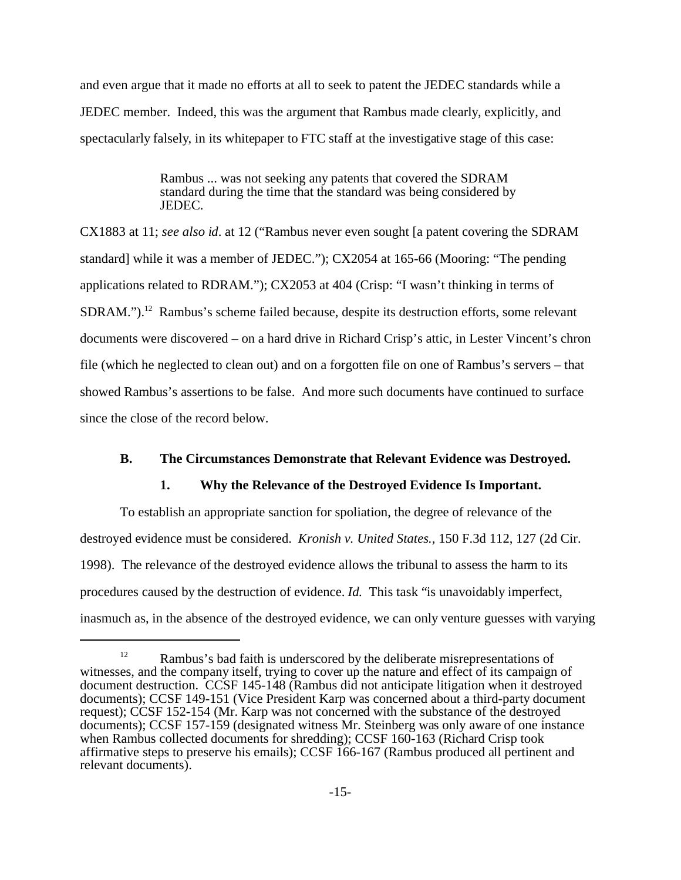and even argue that it made no efforts at all to seek to patent the JEDEC standards while a JEDEC member. Indeed, this was the argument that Rambus made clearly, explicitly, and spectacularly falsely, in its whitepaper to FTC staff at the investigative stage of this case:

> Rambus ... was not seeking any patents that covered the SDRAM standard during the time that the standard was being considered by JEDEC.

CX1883 at 11; *see also id*. at 12 ("Rambus never even sought [a patent covering the SDRAM standard] while it was a member of JEDEC."); CX2054 at 165-66 (Mooring: "The pending applications related to RDRAM."); CX2053 at 404 (Crisp: "I wasn't thinking in terms of SDRAM.").[12] Rambus's scheme failed because, despite its destruction efforts, some relevant documents were discovered – on a hard drive in Richard Crisp's attic, in Lester Vincent's chron file (which he neglected to clean out) and on a forgotten file on one of Rambus's servers – that showed Rambus's assertions to be false. And more such documents have continued to surface since the close of the record below.

### B. The Circumstances Demonstrate that Relevant Evidence was Destroyed.

#### 1. Why the Relevance of the Destroyed Evidence Is Important.

To establish an appropriate sanction for spoliation, the degree of relevance of the destroyed evidence must be considered. *Kronish v. United States.*, 150 F.3d 112, 127 (2d Cir. 1998). The relevance of the destroyed evidence allows the tribunal to assess the harm to its procedures caused by the destruction of evidence. *Id.* This task "is unavoidably imperfect, inasmuch as, in the absence of the destroyed evidence, we can only venture guesses with varying

---

[12] Rambus's bad faith is underscored by the deliberate misrepresentations of witnesses, and the company itself, trying to cover up the nature and effect of its campaign of document destruction. CCSF 145-148 (Rambus did not anticipate litigation when it destroyed documents); CCSF 149-151 (Vice President Karp was concerned about a third-party document request); CCSF 152-154 (Mr. Karp was not concerned with the substance of the destroyed documents); CCSF 157-159 (designated witness Mr. Steinberg was only aware of one instance when Rambus collected documents for shredding); CCSF 160-163 (Richard Crisp took affirmative steps to preserve his emails); CCSF 166-167 (Rambus produced all pertinent and relevant documents).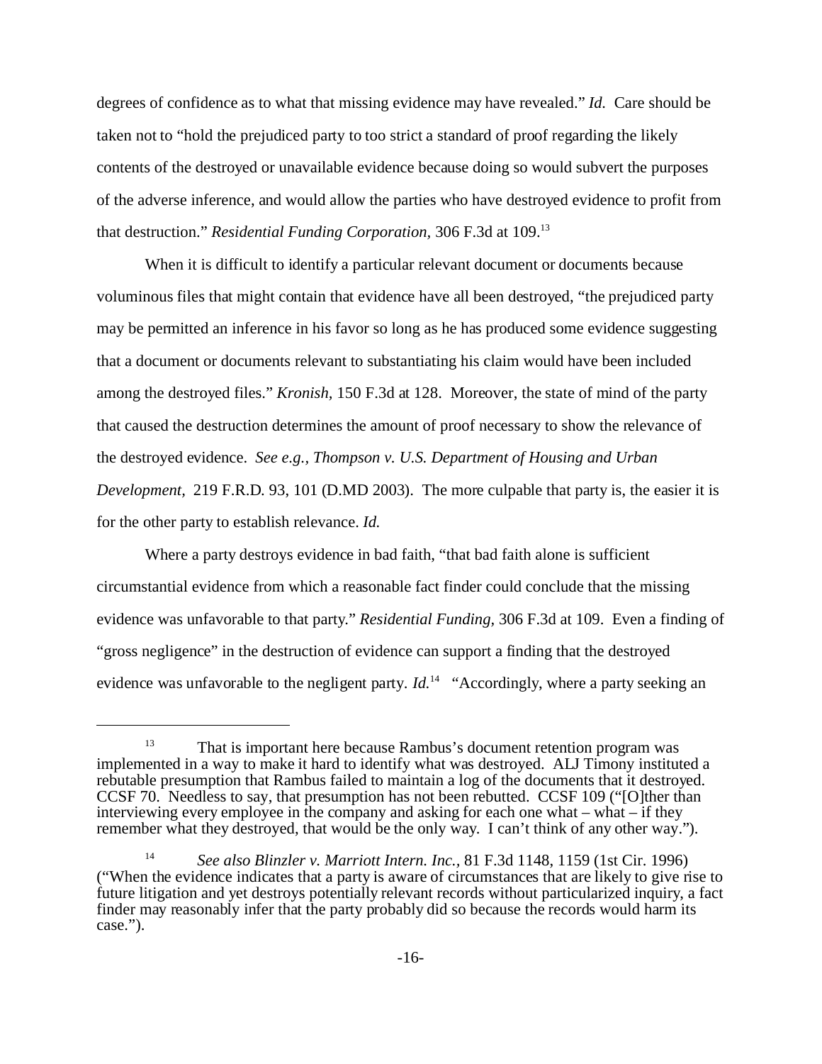degrees of confidence as to what that missing evidence may have revealed." *Id.* Care should be taken not to "hold the prejudiced party to too strict a standard of proof regarding the likely contents of the destroyed or unavailable evidence because doing so would subvert the purposes of the adverse inference, and would allow the parties who have destroyed evidence to profit from that destruction." *Residential Funding Corporation*, 306 F.3d at 109.[13]

When it is difficult to identify a particular relevant document or documents because voluminous files that might contain that evidence have all been destroyed, "the prejudiced party may be permitted an inference in his favor so long as he has produced some evidence suggesting that a document or documents relevant to substantiating his claim would have been included among the destroyed files." *Kronish*, 150 F.3d at 128. Moreover, the state of mind of the party that caused the destruction determines the amount of proof necessary to show the relevance of the destroyed evidence. *See e.g., Thompson v. U.S. Department of Housing and Urban Development*, 219 F.R.D. 93, 101 (D.MD 2003). The more culpable that party is, the easier it is for the other party to establish relevance. *Id.*

Where a party destroys evidence in bad faith, "that bad faith alone is sufficient circumstantial evidence from which a reasonable fact finder could conclude that the missing evidence was unfavorable to that party." *Residential Funding*, 306 F.3d at 109. Even a finding of "gross negligence" in the destruction of evidence can support a finding that the destroyed evidence was unfavorable to the negligent party. *Id.*[14] "Accordingly, where a party seeking an

---

[13] That is important here because Rambus's document retention program was implemented in a way to make it hard to identify what was destroyed. ALJ Timony instituted a rebuttable presumption that Rambus failed to maintain a log of the documents that it destroyed. CCSF 70. Needless to say, that presumption has not been rebutted. CCSF 109 ("[O]ther than interviewing every employee in the company and asking for each one what – what – if they remember what they destroyed, that would be the only way. I can't think of any other way.").

[14] *See also Blinzler v. Marriott Intern. Inc.*, 81 F.3d 1148, 1159 (1st Cir. 1996) ("When the evidence indicates that a party is aware of circumstances that are likely to give rise to future litigation and yet destroys potentially relevant records without particularized inquiry, a fact finder may reasonably infer that the party probably did so because the records would harm its case.").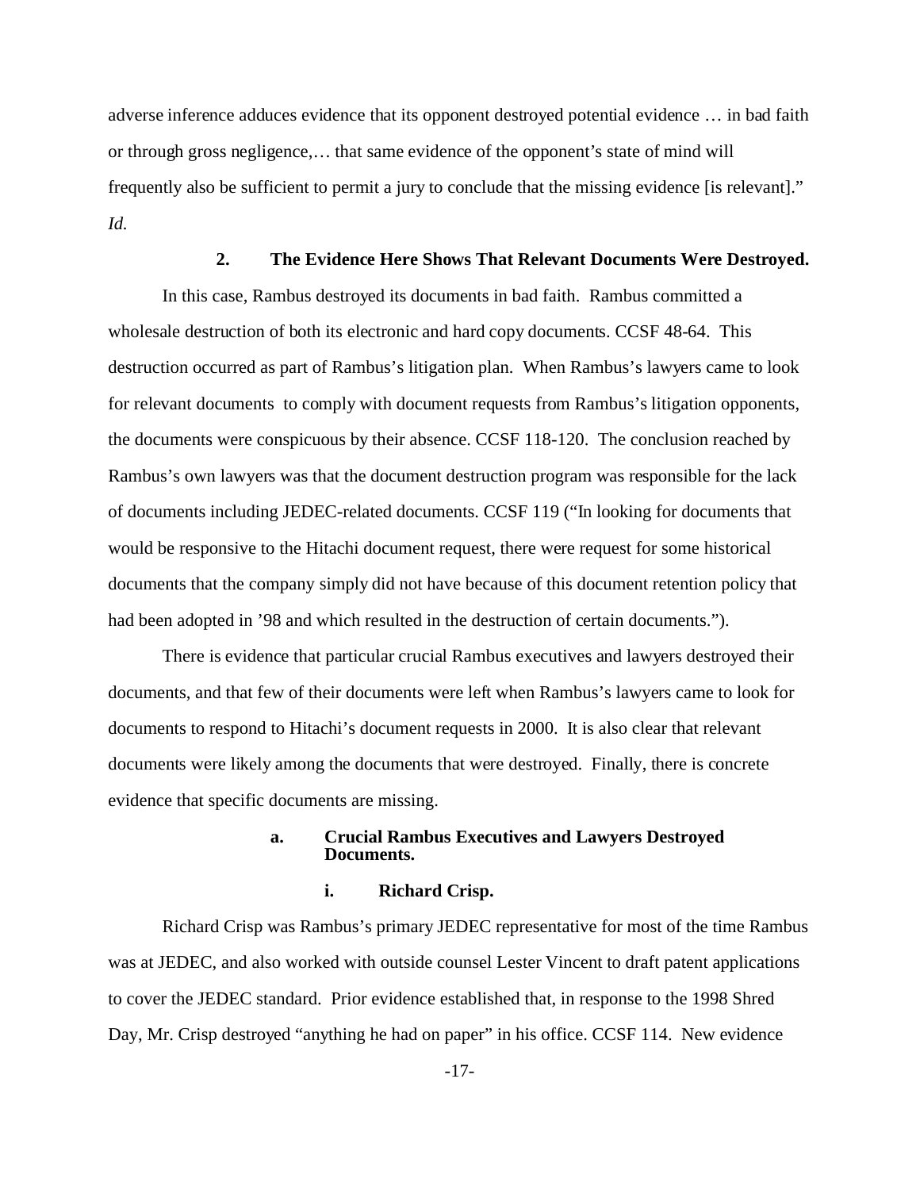adverse inference adduces evidence that its opponent destroyed potential evidence … in bad faith or through gross negligence,… that same evidence of the opponent's state of mind will frequently also be sufficient to permit a jury to conclude that the missing evidence [is relevant]." *Id.*

### 2. The Evidence Here Shows That Relevant Documents Were Destroyed.

In this case, Rambus destroyed its documents in bad faith. Rambus committed a wholesale destruction of both its electronic and hard copy documents. CCSF 48-64. This destruction occurred as part of Rambus's litigation plan. When Rambus's lawyers came to look for relevant documents to comply with document requests from Rambus's litigation opponents, the documents were conspicuous by their absence. CCSF 118-120. The conclusion reached by Rambus's own lawyers was that the document destruction program was responsible for the lack of documents including JEDEC-related documents. CCSF 119 ("In looking for documents that would be responsive to the Hitachi document request, there were request for some historical documents that the company simply did not have because of this document retention policy that had been adopted in '98 and which resulted in the destruction of certain documents.").

There is evidence that particular crucial Rambus executives and lawyers destroyed their documents, and that few of their documents were left when Rambus's lawyers came to look for documents to respond to Hitachi's document requests in 2000. It is also clear that relevant documents were likely among the documents that were destroyed. Finally, there is concrete evidence that specific documents are missing.

#### a. Crucial Rambus Executives and Lawyers Destroyed Documents.

##### i. Richard Crisp.

Richard Crisp was Rambus's primary JEDEC representative for most of the time Rambus was at JEDEC, and also worked with outside counsel Lester Vincent to draft patent applications to cover the JEDEC standard. Prior evidence established that, in response to the 1998 Shred Day, Mr. Crisp destroyed "anything he had on paper" in his office. CCSF 114. New evidence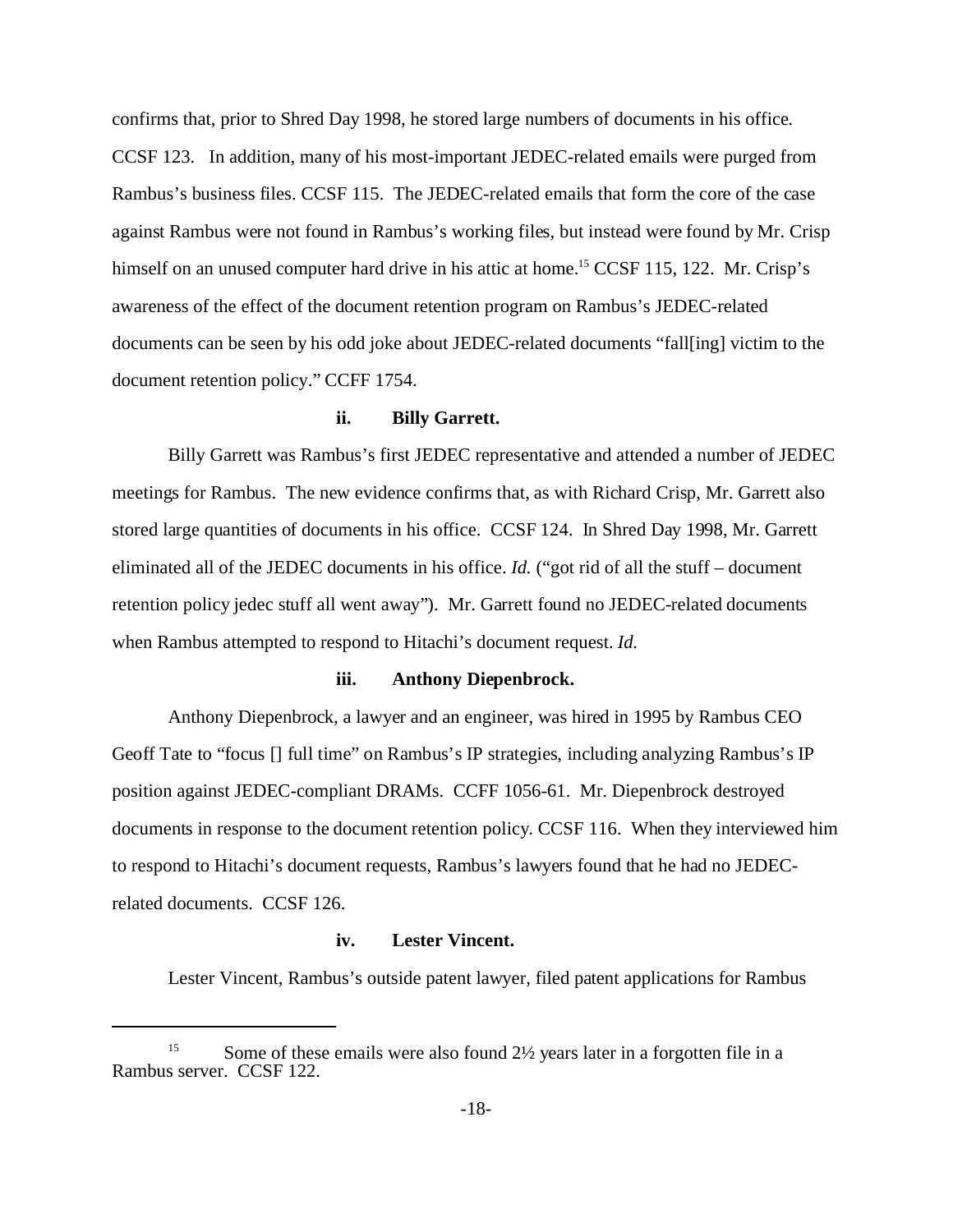confirms that, prior to Shred Day 1998, he stored large numbers of documents in his office. CCSF 123. In addition, many of his most-important JEDEC-related emails were purged from Rambus's business files. CCSF 115. The JEDEC-related emails that form the core of the case against Rambus were not found in Rambus's working files, but instead were found by Mr. Crisp himself on an unused computer hard drive in his attic at home.[15] CCSF 115, 122. Mr. Crisp's awareness of the effect of the document retention program on Rambus's JEDEC-related documents can be seen by his odd joke about JEDEC-related documents "fall[ing] victim to the document retention policy." CCFF 1754.

#### ii. Billy Garrett.

Billy Garrett was Rambus's first JEDEC representative and attended a number of JEDEC meetings for Rambus. The new evidence confirms that, as with Richard Crisp, Mr. Garrett also stored large quantities of documents in his office. CCSF 124. In Shred Day 1998, Mr. Garrett eliminated all of the JEDEC documents in his office. *Id.* ("got rid of all the stuff – document retention policy jedec stuff all went away"). Mr. Garrett found no JEDEC-related documents when Rambus attempted to respond to Hitachi's document request. *Id.*

#### iii. Anthony Diepenbrock.

Anthony Diepenbrock, a lawyer and an engineer, was hired in 1995 by Rambus CEO Geoff Tate to "focus [] full time" on Rambus's IP strategies, including analyzing Rambus's IP position against JEDEC-compliant DRAMs. CCFF 1056-61. Mr. Diepenbrock destroyed documents in response to the document retention policy. CCSF 116. When they interviewed him to respond to Hitachi's document requests, Rambus's lawyers found that he had no JEDEC-related documents. CCSF 126.

#### iv. Lester Vincent.

Lester Vincent, Rambus's outside patent lawyer, filed patent applications for Rambus

---

[15] Some of these emails were also found 2½ years later in a forgotten file in a Rambus server. CCSF 122.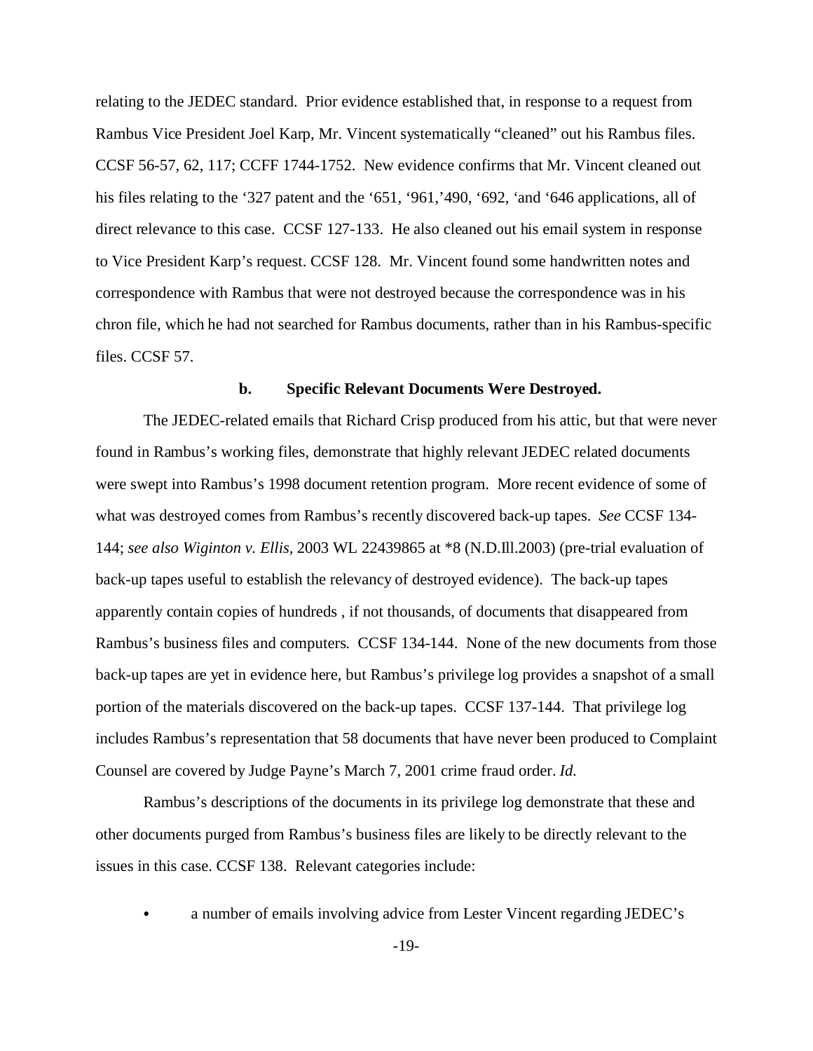relating to the JEDEC standard. Prior evidence established that, in response to a request from Rambus Vice President Joel Karp, Mr. Vincent systematically "cleaned" out his Rambus files. CCSF 56-57, 62, 117; CCFF 1744-1752. New evidence confirms that Mr. Vincent cleaned out his files relating to the '327 patent and the '651, '961,'490, '692, 'and '646 applications, all of direct relevance to this case. CCSF 127-133. He also cleaned out his email system in response to Vice President Karp's request. CCSF 128. Mr. Vincent found some handwritten notes and correspondence with Rambus that were not destroyed because the correspondence was in his chron file, which he had not searched for Rambus documents, rather than in his Rambus-specific files. CCSF 57.

**b. Specific Relevant Documents Were Destroyed.**

The JEDEC-related emails that Richard Crisp produced from his attic, but that were never found in Rambus's working files, demonstrate that highly relevant JEDEC related documents were swept into Rambus's 1998 document retention program. More recent evidence of some of what was destroyed comes from Rambus's recently discovered back-up tapes. *See* CCSF 134-144; *see also Wiginton v. Ellis,* 2003 WL 22439865 at *8 (N.D.Ill.2003) (pre-trial evaluation of back-up tapes useful to establish the relevancy of destroyed evidence). The back-up tapes apparently contain copies of hundreds , if not thousands, of documents that disappeared from Rambus's business files and computers. CCSF 134-144. None of the new documents from those back-up tapes are yet in evidence here, but Rambus's privilege log provides a snapshot of a small portion of the materials discovered on the back-up tapes. CCSF 137-144. That privilege log includes Rambus's representation that 58 documents that have never been produced to Complaint Counsel are covered by Judge Payne's March 7, 2001 crime fraud order. *Id.*

Rambus's descriptions of the documents in its privilege log demonstrate that these and other documents purged from Rambus's business files are likely to be directly relevant to the issues in this case. CCSF 138. Relevant categories include:

- a number of emails involving advice from Lester Vincent regarding JEDEC's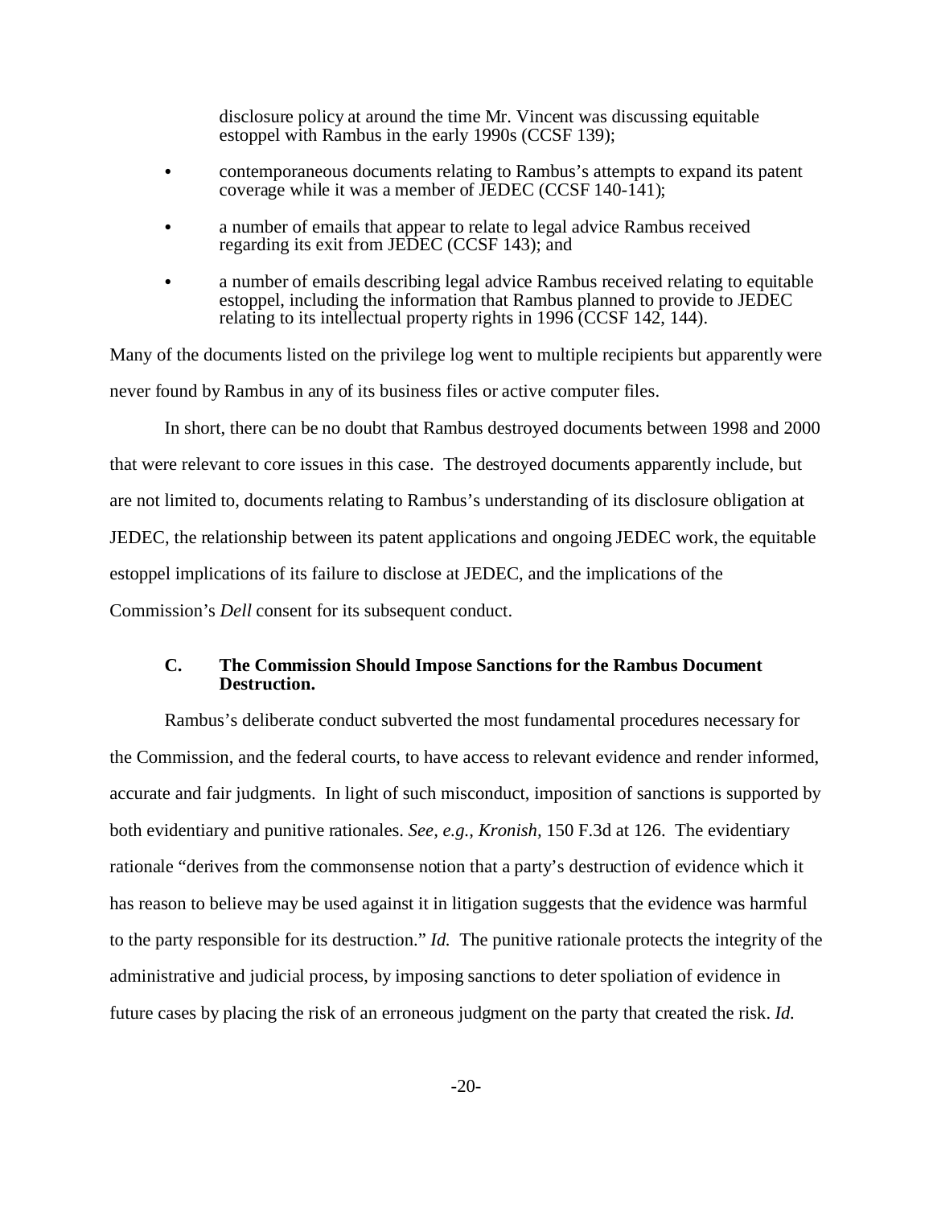disclosure policy at around the time Mr. Vincent was discussing equitable estoppel with Rambus in the early 1990s (CCSF 139);

- contemporaneous documents relating to Rambus's attempts to expand its patent coverage while it was a member of JEDEC (CCSF 140-141);
- a number of emails that appear to relate to legal advice Rambus received regarding its exit from JEDEC (CCSF 143); and
- a number of emails describing legal advice Rambus received relating to equitable estoppel, including the information that Rambus planned to provide to JEDEC relating to its intellectual property rights in 1996 (CCSF 142, 144).

Many of the documents listed on the privilege log went to multiple recipients but apparently were never found by Rambus in any of its business files or active computer files.

In short, there can be no doubt that Rambus destroyed documents between 1998 and 2000 that were relevant to core issues in this case. The destroyed documents apparently include, but are not limited to, documents relating to Rambus's understanding of its disclosure obligation at JEDEC, the relationship between its patent applications and ongoing JEDEC work, the equitable estoppel implications of its failure to disclose at JEDEC, and the implications of the Commission's *Dell* consent for its subsequent conduct.

### C. The Commission Should Impose Sanctions for the Rambus Document Destruction.

Rambus's deliberate conduct subverted the most fundamental procedures necessary for the Commission, and the federal courts, to have access to relevant evidence and render informed, accurate and fair judgments. In light of such misconduct, imposition of sanctions is supported by both evidentiary and punitive rationales. *See, e.g., Kronish*, 150 F.3d at 126. The evidentiary rationale "derives from the commonsense notion that a party's destruction of evidence which it has reason to believe may be used against it in litigation suggests that the evidence was harmful to the party responsible for its destruction." *Id.* The punitive rationale protects the integrity of the administrative and judicial process, by imposing sanctions to deter spoliation of evidence in future cases by placing the risk of an erroneous judgment on the party that created the risk. *Id.*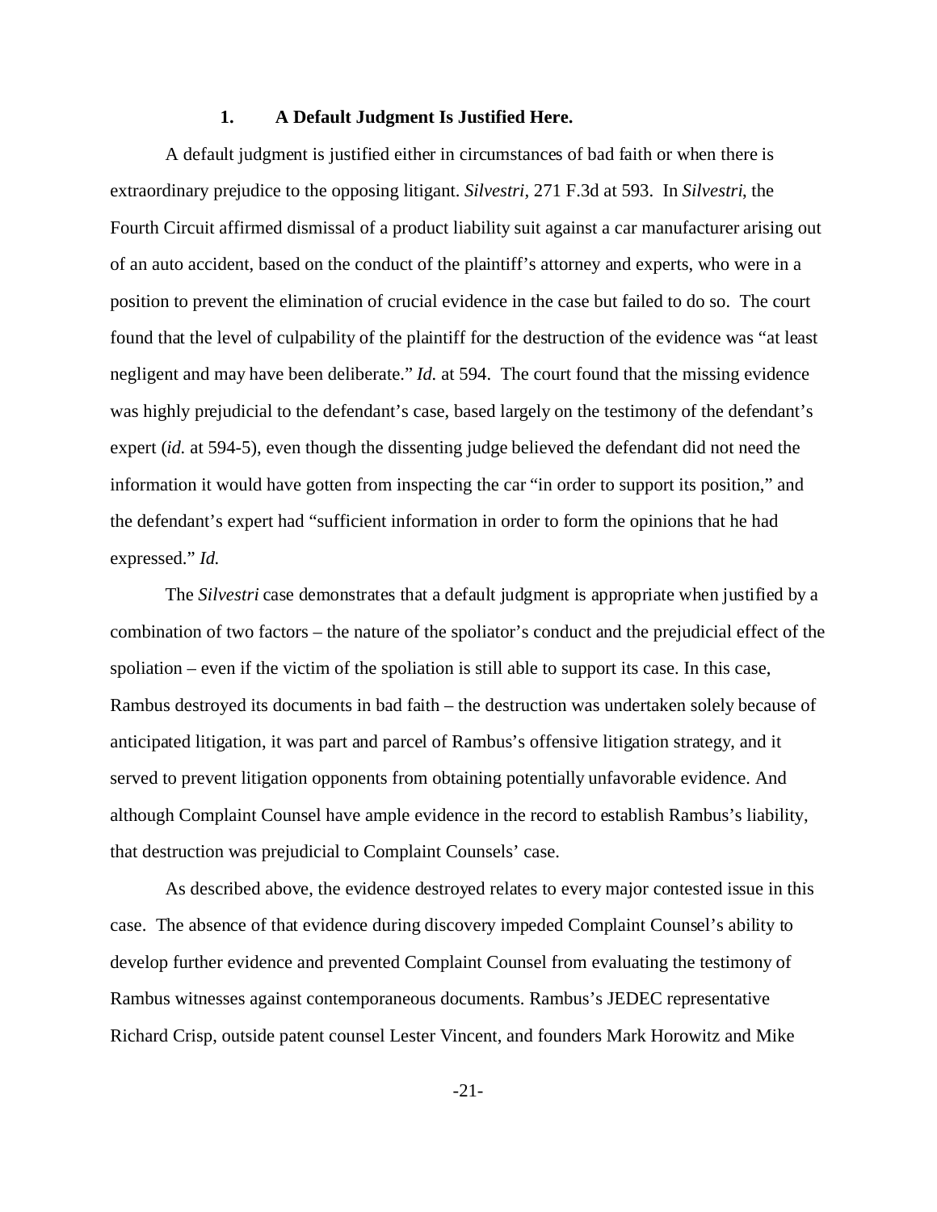### 1. A Default Judgment Is Justified Here.

A default judgment is justified either in circumstances of bad faith or when there is extraordinary prejudice to the opposing litigant. *Silvestri,* 271 F.3d at 593. In *Silvestri*, the Fourth Circuit affirmed dismissal of a product liability suit against a car manufacturer arising out of an auto accident, based on the conduct of the plaintiff's attorney and experts, who were in a position to prevent the elimination of crucial evidence in the case but failed to do so. The court found that the level of culpability of the plaintiff for the destruction of the evidence was "at least negligent and may have been deliberate." *Id.* at 594. The court found that the missing evidence was highly prejudicial to the defendant's case, based largely on the testimony of the defendant's expert (*id.* at 594-5), even though the dissenting judge believed the defendant did not need the information it would have gotten from inspecting the car "in order to support its position," and the defendant's expert had "sufficient information in order to form the opinions that he had expressed." *Id.*

The *Silvestri* case demonstrates that a default judgment is appropriate when justified by a combination of two factors – the nature of the spoliator's conduct and the prejudicial effect of the spoliation – even if the victim of the spoliation is still able to support its case. In this case, Rambus destroyed its documents in bad faith – the destruction was undertaken solely because of anticipated litigation, it was part and parcel of Rambus's offensive litigation strategy, and it served to prevent litigation opponents from obtaining potentially unfavorable evidence. And although Complaint Counsel have ample evidence in the record to establish Rambus's liability, that destruction was prejudicial to Complaint Counsels' case.

As described above, the evidence destroyed relates to every major contested issue in this case. The absence of that evidence during discovery impeded Complaint Counsel's ability to develop further evidence and prevented Complaint Counsel from evaluating the testimony of Rambus witnesses against contemporaneous documents. Rambus's JEDEC representative Richard Crisp, outside patent counsel Lester Vincent, and founders Mark Horowitz and Mike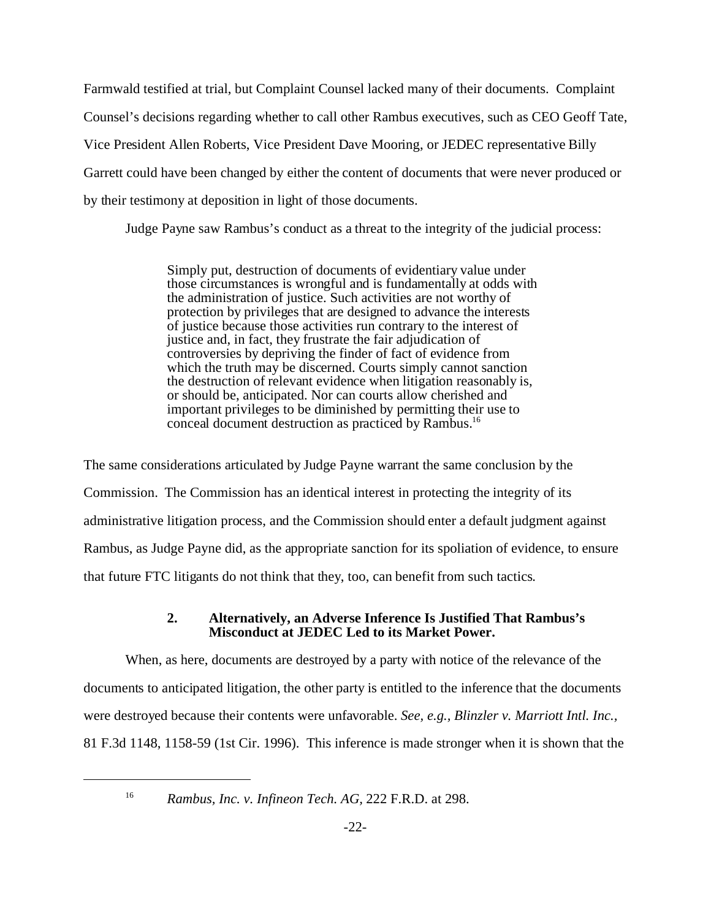Farmwald testified at trial, but Complaint Counsel lacked many of their documents. Complaint Counsel's decisions regarding whether to call other Rambus executives, such as CEO Geoff Tate, Vice President Allen Roberts, Vice President Dave Mooring, or JEDEC representative Billy Garrett could have been changed by either the content of documents that were never produced or by their testimony at deposition in light of those documents.

Judge Payne saw Rambus's conduct as a threat to the integrity of the judicial process:

> Simply put, destruction of documents of evidentiary value under those circumstances is wrongful and is fundamentally at odds with the administration of justice. Such activities are not worthy of protection by privileges that are designed to advance the interests of justice because those activities run contrary to the interest of justice and, in fact, they frustrate the fair adjudication of controversies by depriving the finder of fact of evidence from which the truth may be discerned. Courts simply cannot sanction the destruction of relevant evidence when litigation reasonably is, or should be, anticipated. Nor can courts allow cherished and important privileges to be diminished by permitting their use to conceal document destruction as practiced by Rambus.[16]

The same considerations articulated by Judge Payne warrant the same conclusion by the Commission. The Commission has an identical interest in protecting the integrity of its administrative litigation process, and the Commission should enter a default judgment against Rambus, as Judge Payne did, as the appropriate sanction for its spoliation of evidence, to ensure that future FTC litigants do not think that they, too, can benefit from such tactics.

#### 2. Alternatively, an Adverse Inference Is Justified That Rambus's Misconduct at JEDEC Led to its Market Power.

When, as here, documents are destroyed by a party with notice of the relevance of the documents to anticipated litigation, the other party is entitled to the inference that the documents were destroyed because their contents were unfavorable. *See, e.g., Blinzler v. Marriott Intl. Inc.*, 81 F.3d 1148, 1158-59 (1st Cir. 1996). This inference is made stronger when it is shown that the

---

[16] *Rambus, Inc. v. Infineon Tech. AG*, 222 F.R.D. at 298.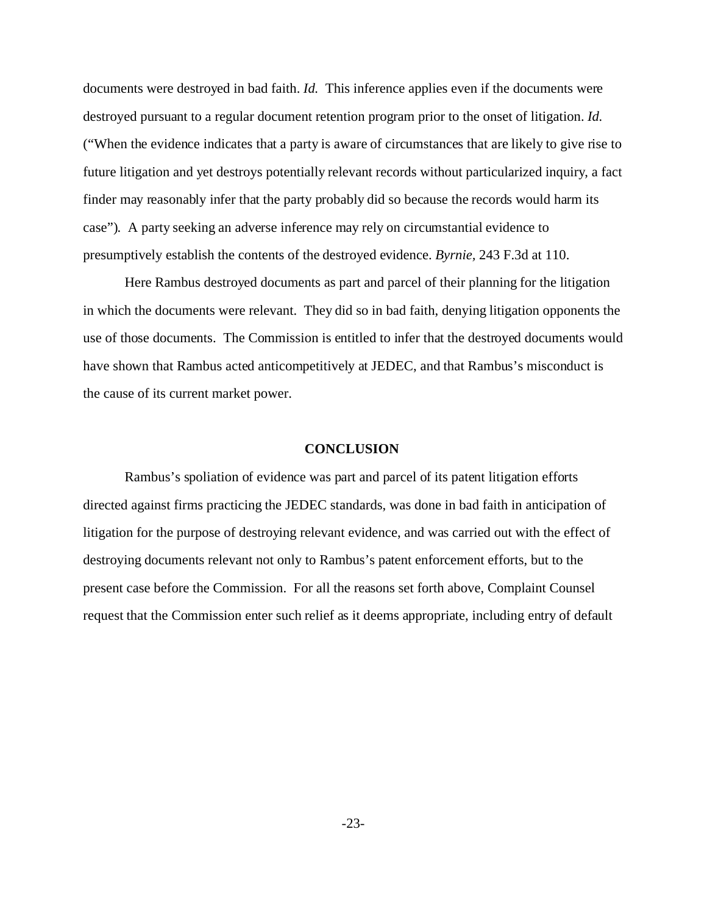documents were destroyed in bad faith. *Id.* This inference applies even if the documents were destroyed pursuant to a regular document retention program prior to the onset of litigation. *Id.* ("When the evidence indicates that a party is aware of circumstances that are likely to give rise to future litigation and yet destroys potentially relevant records without particularized inquiry, a fact finder may reasonably infer that the party probably did so because the records would harm its case"). A party seeking an adverse inference may rely on circumstantial evidence to presumptively establish the contents of the destroyed evidence. *Byrnie,* 243 F.3d at 110.

Here Rambus destroyed documents as part and parcel of their planning for the litigation in which the documents were relevant. They did so in bad faith, denying litigation opponents the use of those documents. The Commission is entitled to infer that the destroyed documents would have shown that Rambus acted anticompetitively at JEDEC, and that Rambus's misconduct is the cause of its current market power.

## CONCLUSION

Rambus's spoliation of evidence was part and parcel of its patent litigation efforts directed against firms practicing the JEDEC standards, was done in bad faith in anticipation of litigation for the purpose of destroying relevant evidence, and was carried out with the effect of destroying documents relevant not only to Rambus's patent enforcement efforts, but to the present case before the Commission. For all the reasons set forth above, Complaint Counsel request that the Commission enter such relief as it deems appropriate, including entry of default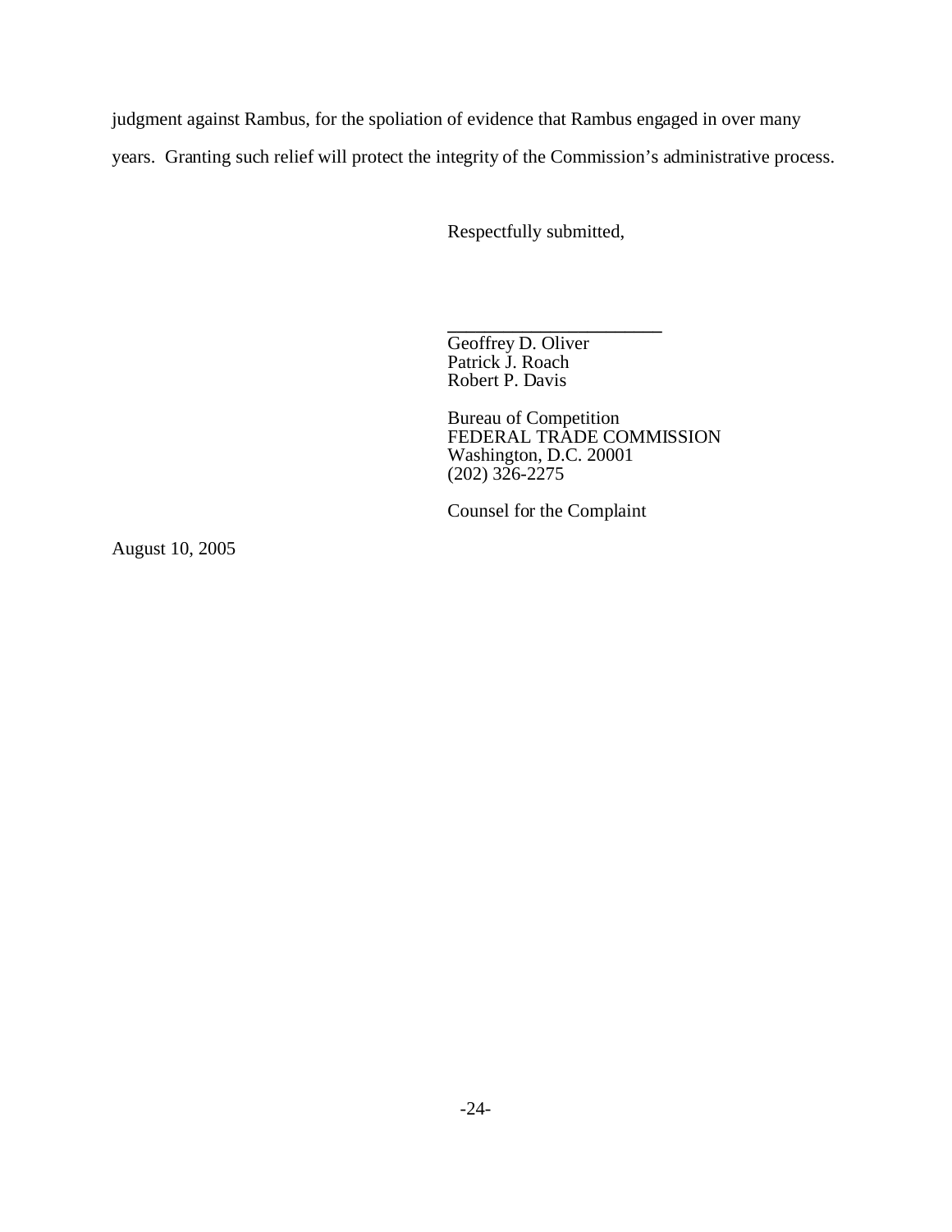judgment against Rambus, for the spoliation of evidence that Rambus engaged in over many years. Granting such relief will protect the integrity of the Commission's administrative process.

Respectfully submitted,

\_\_\_\_\_\_\_\_\_\_\_\_\_\_\_\_\_\_\_\_\_\_\_\_
Geoffrey D. Oliver
Patrick J. Roach
Robert P. Davis

Bureau of Competition
FEDERAL TRADE COMMISSION
Washington, D.C. 20001
(202) 326-2275

Counsel for the Complaint

August 10, 2005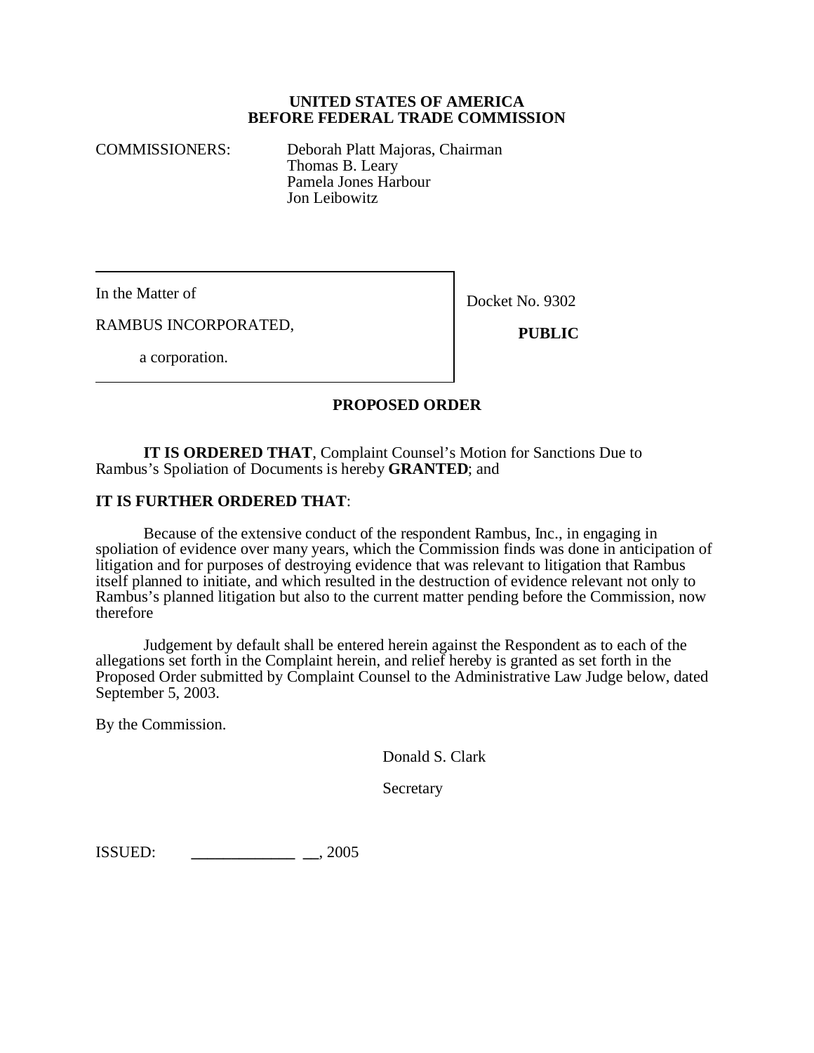**UNITED STATES OF AMERICA**
**BEFORE FEDERAL TRADE COMMISSION**

COMMISSIONERS: Deborah Platt Majoras, Chairman
Thomas B. Leary
Pamela Jones Harbour
Jon Leibowitz

| In the Matter of<br><br>RAMBUS INCORPORATED,<br><br>a corporation. | Docket No. 9302<br><br>**PUBLIC** |
|---|---|

**PROPOSED ORDER**

**IT IS ORDERED THAT**, Complaint Counsel's Motion for Sanctions Due to Rambus's Spoliation of Documents is hereby **GRANTED**; and

**IT IS FURTHER ORDERED THAT**:

Because of the extensive conduct of the respondent Rambus, Inc., in engaging in spoliation of evidence over many years, which the Commission finds was done in anticipation of litigation and for purposes of destroying evidence that was relevant to litigation that Rambus itself planned to initiate, and which resulted in the destruction of evidence relevant not only to Rambus's planned litigation but also to the current matter pending before the Commission, now therefore

Judgement by default shall be entered herein against the Respondent as to each of the allegations set forth in the Complaint herein, and relief hereby is granted as set forth in the Proposed Order submitted by Complaint Counsel to the Administrative Law Judge below, dated September 5, 2003.

By the Commission.

Donald S. Clark

Secretary

ISSUED: _____________ __, 2005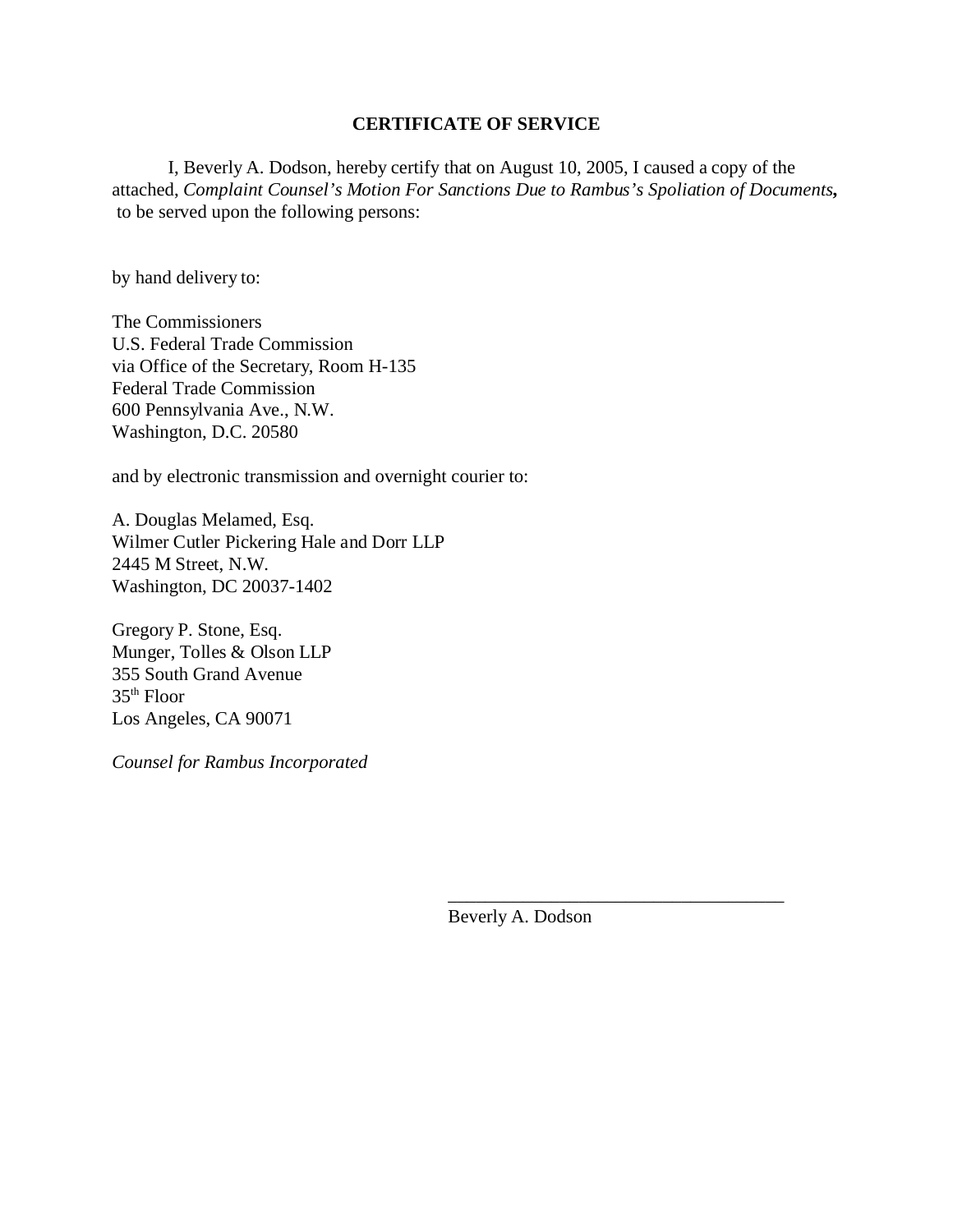## CERTIFICATE OF SERVICE

I, Beverly A. Dodson, hereby certify that on August 10, 2005, I caused a copy of the attached, *Complaint Counsel's Motion For Sanctions Due to Rambus's Spoliation of Documents***,** to be served upon the following persons:

by hand delivery to:

The Commissioners
U.S. Federal Trade Commission
via Office of the Secretary, Room H-135
Federal Trade Commission
600 Pennsylvania Ave., N.W.
Washington, D.C. 20580

and by electronic transmission and overnight courier to:

A. Douglas Melamed, Esq.
Wilmer Cutler Pickering Hale and Dorr LLP
2445 M Street, N.W.
Washington, DC 20037-1402

Gregory P. Stone, Esq.
Munger, Tolles & Olson LLP
355 South Grand Avenue
35th Floor
Los Angeles, CA 90071

*Counsel for Rambus Incorporated*

\_\_\_\_\_\_\_\_\_\_\_\_\_\_\_\_\_\_\_\_\_\_\_\_\_\_\_\_\_\_\_\_\_\_\_\_\_
Beverly A. Dodson